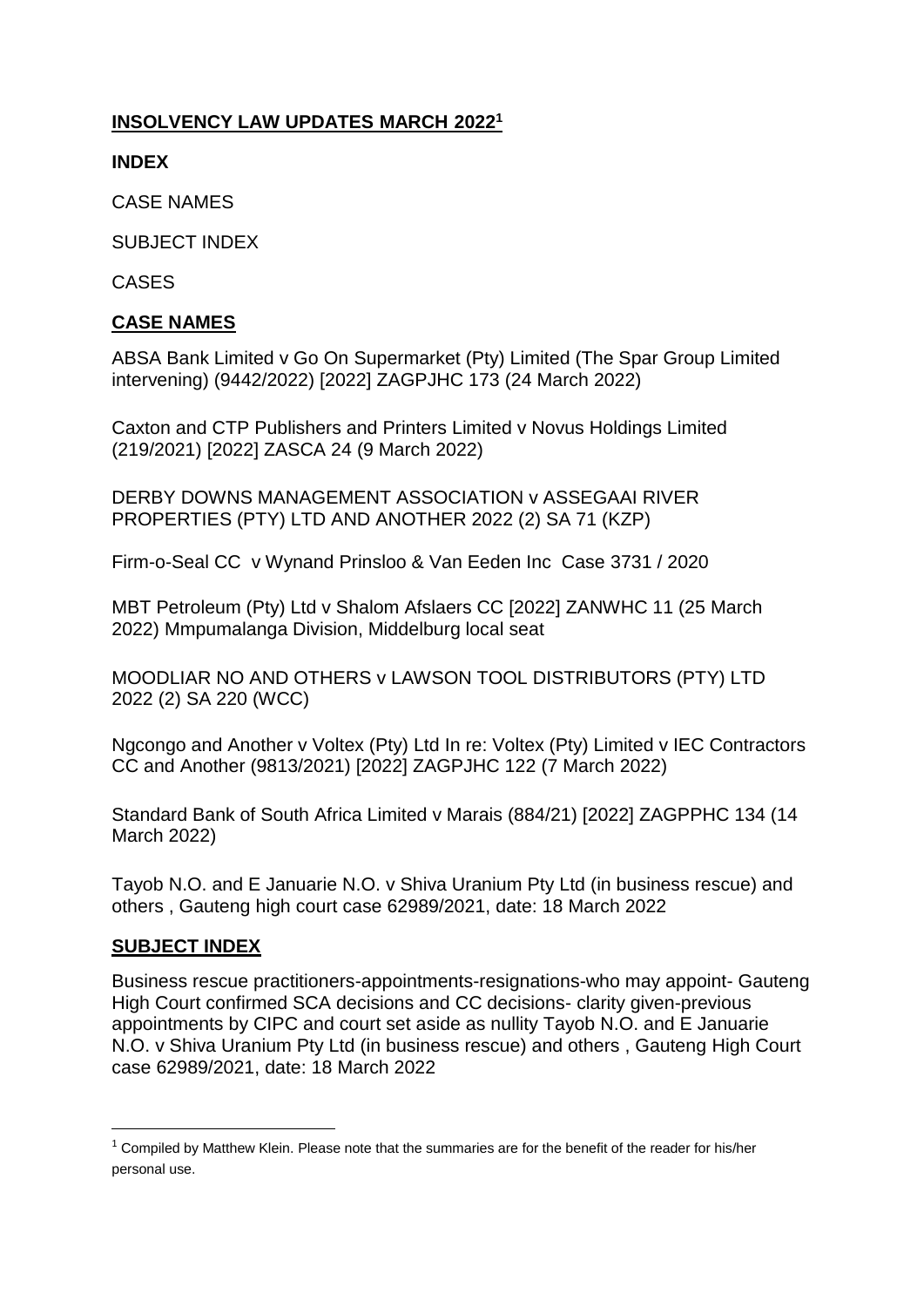# INSOLVENCY LAW UPDATES MARCH 2022[1]

**INDEX**

CASE NAMES

SUBJECT INDEX

CASES

## CASE NAMES

ABSA Bank Limited v Go On Supermarket (Pty) Limited (The Spar Group Limited intervening) (9442/2022) [2022] ZAGPJHC 173 (24 March 2022)

Caxton and CTP Publishers and Printers Limited v Novus Holdings Limited (219/2021) [2022] ZASCA 24 (9 March 2022)

DERBY DOWNS MANAGEMENT ASSOCIATION v ASSEGAAI RIVER PROPERTIES (PTY) LTD AND ANOTHER 2022 (2) SA 71 (KZP)

Firm-o-Seal CC v Wynand Prinsloo & Van Eeden Inc Case 3731 / 2020

MBT Petroleum (Pty) Ltd v Shalom Afslaers CC [2022] ZANWHC 11 (25 March 2022) Mmpumalanga Division, Middelburg local seat

MOODLIAR NO AND OTHERS v LAWSON TOOL DISTRIBUTORS (PTY) LTD 2022 (2) SA 220 (WCC)

Ngcongo and Another v Voltex (Pty) Ltd In re: Voltex (Pty) Limited v IEC Contractors CC and Another (9813/2021) [2022] ZAGPJHC 122 (7 March 2022)

Standard Bank of South Africa Limited v Marais (884/21) [2022] ZAGPPHC 134 (14 March 2022)

Tayob N.O. and E Januarie N.O. v Shiva Uranium Pty Ltd (in business rescue) and others , Gauteng high court case 62989/2021, date: 18 March 2022

## SUBJECT INDEX

Business rescue practitioners-appointments-resignations-who may appoint- Gauteng High Court confirmed SCA decisions and CC decisions- clarity given-previous appointments by CIPC and court set aside as nullity Tayob N.O. and E Januarie N.O. v Shiva Uranium Pty Ltd (in business rescue) and others , Gauteng High Court case 62989/2021, date: 18 March 2022

---

[1] Compiled by Matthew Klein. Please note that the summaries are for the benefit of the reader for his/her personal use.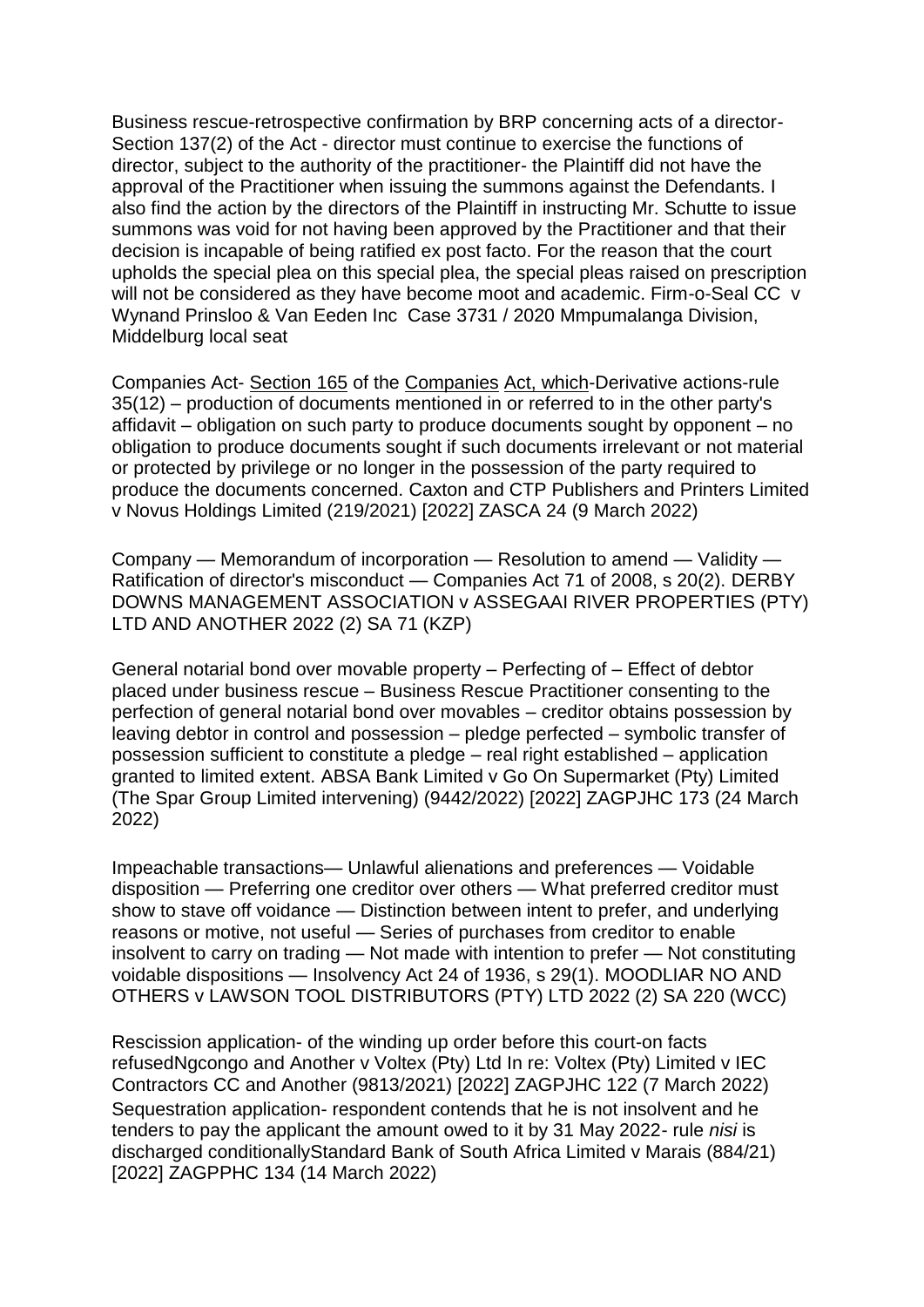Business rescue-retrospective confirmation by BRP concerning acts of a director- Section 137(2) of the Act - director must continue to exercise the functions of director, subject to the authority of the practitioner- the Plaintiff did not have the approval of the Practitioner when issuing the summons against the Defendants. I also find the action by the directors of the Plaintiff in instructing Mr. Schutte to issue summons was void for not having been approved by the Practitioner and that their decision is incapable of being ratified ex post facto. For the reason that the court upholds the special plea on this special plea, the special pleas raised on prescription will not be considered as they have become moot and academic. Firm-o-Seal CC v Wynand Prinsloo & Van Eeden Inc Case 3731 / 2020 Mmpumalanga Division, Middelburg local seat

Companies Act- Section 165 of the Companies Act, which-Derivative actions-rule 35(12) – production of documents mentioned in or referred to in the other party's affidavit – obligation on such party to produce documents sought by opponent – no obligation to produce documents sought if such documents irrelevant or not material or protected by privilege or no longer in the possession of the party required to produce the documents concerned. Caxton and CTP Publishers and Printers Limited v Novus Holdings Limited (219/2021) [2022] ZASCA 24 (9 March 2022)

Company — Memorandum of incorporation — Resolution to amend — Validity — Ratification of director's misconduct — Companies Act 71 of 2008, s 20(2). DERBY DOWNS MANAGEMENT ASSOCIATION v ASSEGAAI RIVER PROPERTIES (PTY) LTD AND ANOTHER 2022 (2) SA 71 (KZP)

General notarial bond over movable property – Perfecting of – Effect of debtor placed under business rescue – Business Rescue Practitioner consenting to the perfection of general notarial bond over movables – creditor obtains possession by leaving debtor in control and possession – pledge perfected – symbolic transfer of possession sufficient to constitute a pledge – real right established – application granted to limited extent. ABSA Bank Limited v Go On Supermarket (Pty) Limited (The Spar Group Limited intervening) (9442/2022) [2022] ZAGPJHC 173 (24 March 2022)

Impeachable transactions— Unlawful alienations and preferences — Voidable disposition — Preferring one creditor over others — What preferred creditor must show to stave off voidance — Distinction between intent to prefer, and underlying reasons or motive, not useful — Series of purchases from creditor to enable insolvent to carry on trading — Not made with intention to prefer — Not constituting voidable dispositions — Insolvency Act 24 of 1936, s 29(1). MOODLIAR NO AND OTHERS v LAWSON TOOL DISTRIBUTORS (PTY) LTD 2022 (2) SA 220 (WCC)

Rescission application- of the winding up order before this court-on facts refusedNgcongo and Another v Voltex (Pty) Ltd In re: Voltex (Pty) Limited v IEC Contractors CC and Another (9813/2021) [2022] ZAGPJHC 122 (7 March 2022)

Sequestration application- respondent contends that he is not insolvent and he tenders to pay the applicant the amount owed to it by 31 May 2022- rule *nisi* is discharged conditionallyStandard Bank of South Africa Limited v Marais (884/21) [2022] ZAGPPHC 134 (14 March 2022)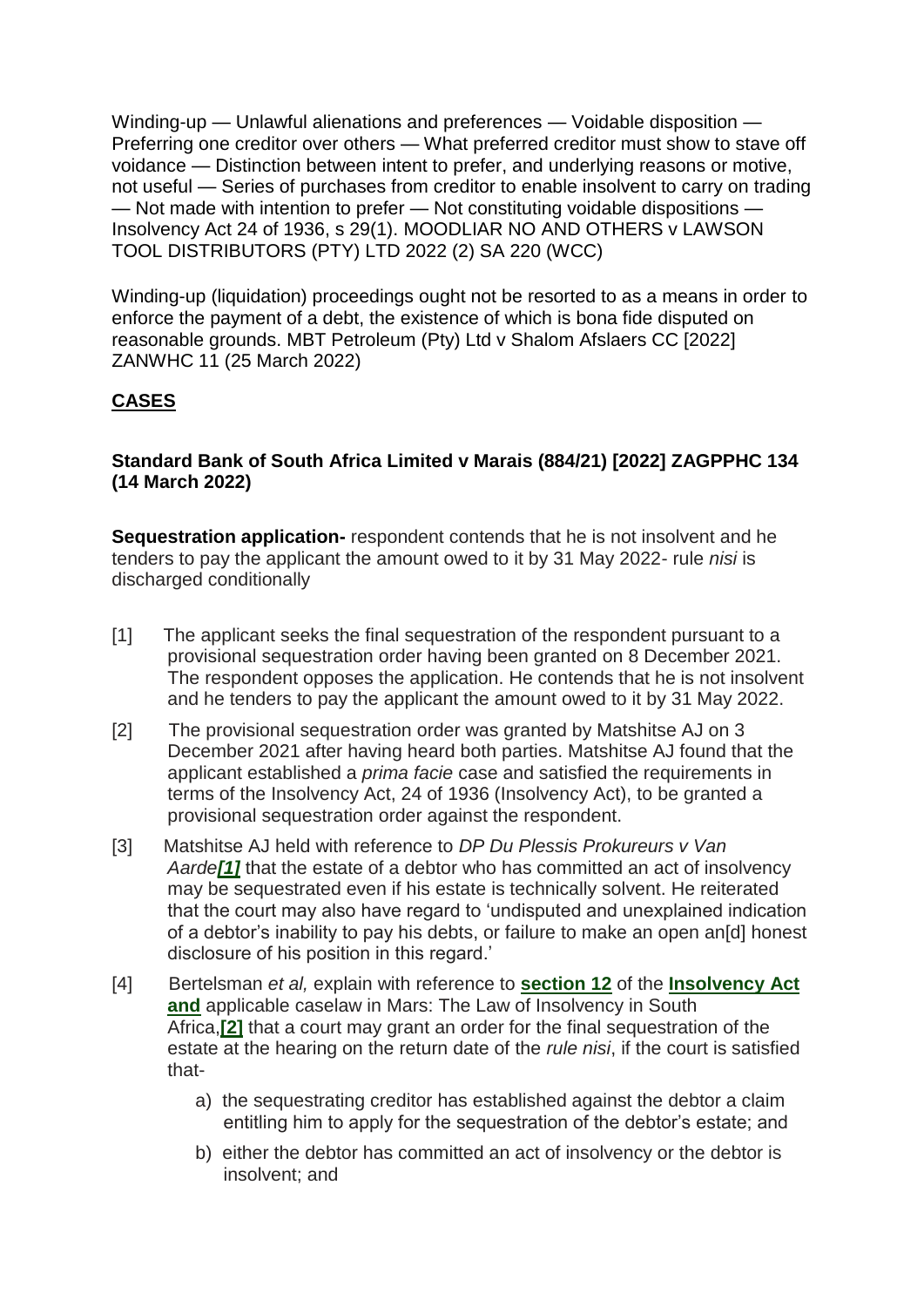Winding-up — Unlawful alienations and preferences — Voidable disposition — Preferring one creditor over others — What preferred creditor must show to stave off voidance — Distinction between intent to prefer, and underlying reasons or motive, not useful — Series of purchases from creditor to enable insolvent to carry on trading — Not made with intention to prefer — Not constituting voidable dispositions — Insolvency Act 24 of 1936, s 29(1). MOODLIAR NO AND OTHERS v LAWSON TOOL DISTRIBUTORS (PTY) LTD 2022 (2) SA 220 (WCC)

Winding-up (liquidation) proceedings ought not be resorted to as a means in order to enforce the payment of a debt, the existence of which is bona fide disputed on reasonable grounds. MBT Petroleum (Pty) Ltd v Shalom Afslaers CC [2022] ZANWHC 11 (25 March 2022)

## CASES

### Standard Bank of South Africa Limited v Marais (884/21) [2022] ZAGPPHC 134 (14 March 2022)

**Sequestration application-** respondent contends that he is not insolvent and he tenders to pay the applicant the amount owed to it by 31 May 2022- rule *nisi* is discharged conditionally

[1] The applicant seeks the final sequestration of the respondent pursuant to a provisional sequestration order having been granted on 8 December 2021. The respondent opposes the application. He contends that he is not insolvent and he tenders to pay the applicant the amount owed to it by 31 May 2022.

[2] The provisional sequestration order was granted by Matshitse AJ on 3 December 2021 after having heard both parties. Matshitse AJ found that the applicant established a *prima facie* case and satisfied the requirements in terms of the Insolvency Act, 24 of 1936 (Insolvency Act), to be granted a provisional sequestration order against the respondent.

[3] Matshitse AJ held with reference to *DP Du Plessis Prokureurs v Van Aarde*[1] that the estate of a debtor who has committed an act of insolvency may be sequestrated even if his estate is technically solvent. He reiterated that the court may also have regard to 'undisputed and unexplained indication of a debtor's inability to pay his debts, or failure to make an open an[d] honest disclosure of his position in this regard.'

[4] Bertelsman *et al,* explain with reference to **section 12** of the **Insolvency Act and** applicable caselaw in Mars: The Law of Insolvency in South Africa,[2] that a court may grant an order for the final sequestration of the estate at the hearing on the return date of the *rule nisi*, if the court is satisfied that-

a) the sequestrating creditor has established against the debtor a claim entitling him to apply for the sequestration of the debtor's estate; and

b) either the debtor has committed an act of insolvency or the debtor is insolvent; and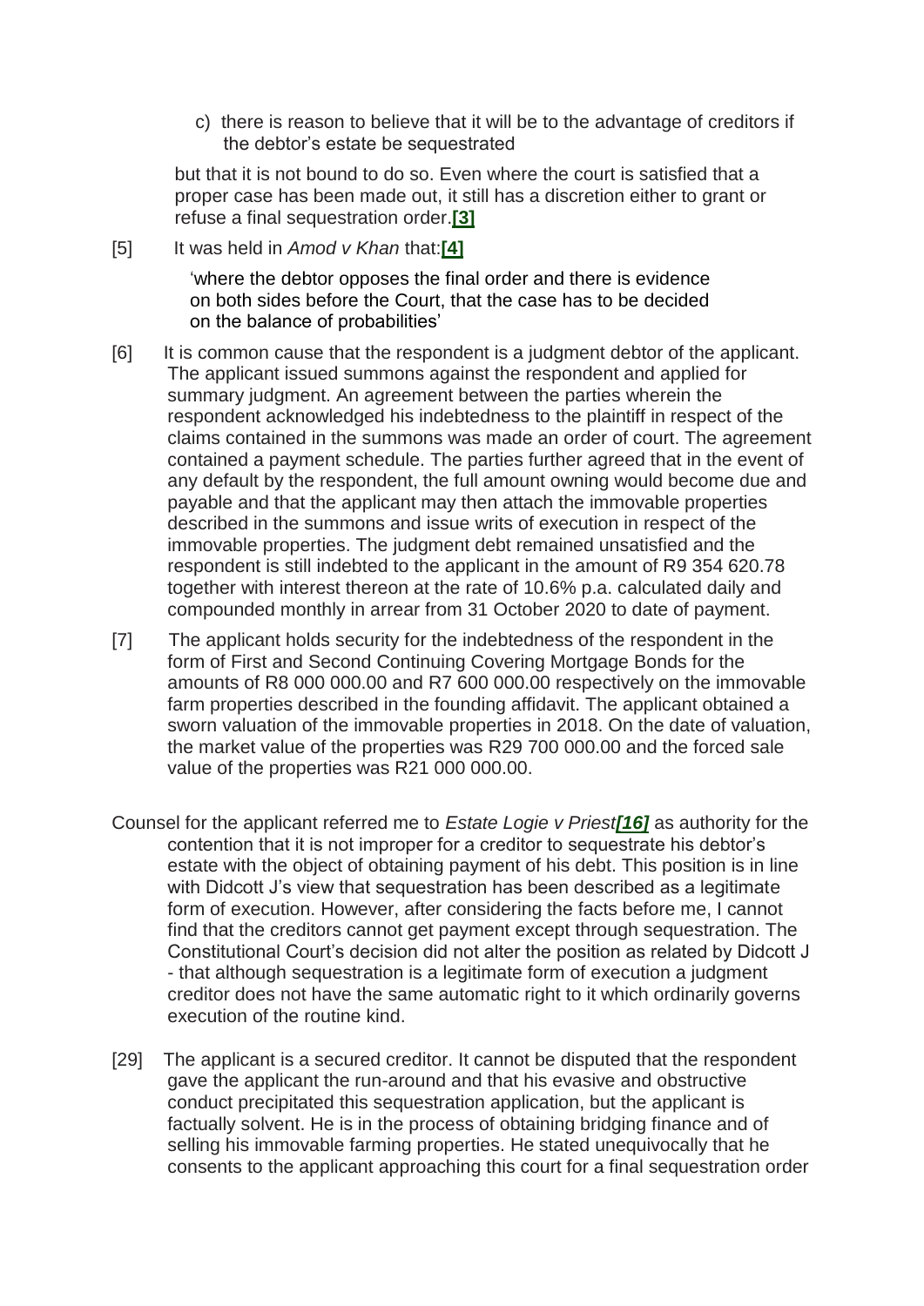c) there is reason to believe that it will be to the advantage of creditors if the debtor's estate be sequestrated

but that it is not bound to do so. Even where the court is satisfied that a proper case has been made out, it still has a discretion either to grant or refuse a final sequestration order.[3]

[5] It was held in *Amod v Khan* that:[4]

> 'where the debtor opposes the final order and there is evidence on both sides before the Court, that the case has to be decided on the balance of probabilities'

[6] It is common cause that the respondent is a judgment debtor of the applicant. The applicant issued summons against the respondent and applied for summary judgment. An agreement between the parties wherein the respondent acknowledged his indebtedness to the plaintiff in respect of the claims contained in the summons was made an order of court. The agreement contained a payment schedule. The parties further agreed that in the event of any default by the respondent, the full amount owning would become due and payable and that the applicant may then attach the immovable properties described in the summons and issue writs of execution in respect of the immovable properties. The judgment debt remained unsatisfied and the respondent is still indebted to the applicant in the amount of R9 354 620.78 together with interest thereon at the rate of 10.6% p.a. calculated daily and compounded monthly in arrear from 31 October 2020 to date of payment.

[7] The applicant holds security for the indebtedness of the respondent in the form of First and Second Continuing Covering Mortgage Bonds for the amounts of R8 000 000.00 and R7 600 000.00 respectively on the immovable farm properties described in the founding affidavit. The applicant obtained a sworn valuation of the immovable properties in 2018. On the date of valuation, the market value of the properties was R29 700 000.00 and the forced sale value of the properties was R21 000 000.00.

Counsel for the applicant referred me to *Estate Logie v Priest*[16] as authority for the contention that it is not improper for a creditor to sequestrate his debtor's estate with the object of obtaining payment of his debt. This position is in line with Didcott J's view that sequestration has been described as a legitimate form of execution. However, after considering the facts before me, I cannot find that the creditors cannot get payment except through sequestration. The Constitutional Court's decision did not alter the position as related by Didcott J - that although sequestration is a legitimate form of execution a judgment creditor does not have the same automatic right to it which ordinarily governs execution of the routine kind.

[29] The applicant is a secured creditor. It cannot be disputed that the respondent gave the applicant the run-around and that his evasive and obstructive conduct precipitated this sequestration application, but the applicant is factually solvent. He is in the process of obtaining bridging finance and of selling his immovable farming properties. He stated unequivocally that he consents to the applicant approaching this court for a final sequestration order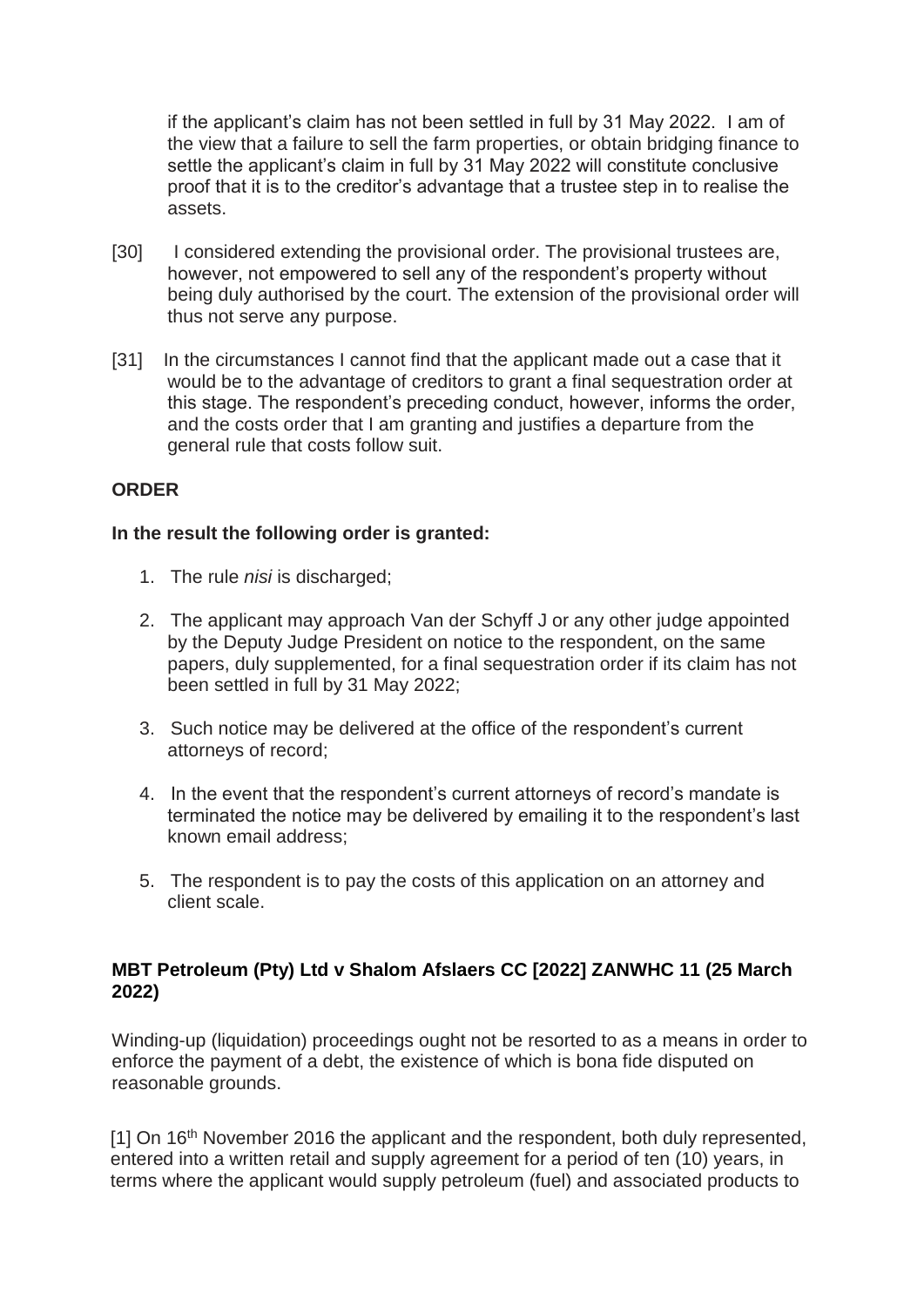if the applicant's claim has not been settled in full by 31 May 2022. I am of the view that a failure to sell the farm properties, or obtain bridging finance to settle the applicant's claim in full by 31 May 2022 will constitute conclusive proof that it is to the creditor's advantage that a trustee step in to realise the assets.

[30] I considered extending the provisional order. The provisional trustees are, however, not empowered to sell any of the respondent's property without being duly authorised by the court. The extension of the provisional order will thus not serve any purpose.

[31] In the circumstances I cannot find that the applicant made out a case that it would be to the advantage of creditors to grant a final sequestration order at this stage. The respondent's preceding conduct, however, informs the order, and the costs order that I am granting and justifies a departure from the general rule that costs follow suit.

**ORDER**

**In the result the following order is granted:**

1. The rule *nisi* is discharged;
2. The applicant may approach Van der Schyff J or any other judge appointed by the Deputy Judge President on notice to the respondent, on the same papers, duly supplemented, for a final sequestration order if its claim has not been settled in full by 31 May 2022;
3. Such notice may be delivered at the office of the respondent's current attorneys of record;
4. In the event that the respondent's current attorneys of record's mandate is terminated the notice may be delivered by emailing it to the respondent's last known email address;
5. The respondent is to pay the costs of this application on an attorney and client scale.

**MBT Petroleum (Pty) Ltd v Shalom Afslaers CC [2022] ZANWHC 11 (25 March 2022)**

Winding-up (liquidation) proceedings ought not be resorted to as a means in order to enforce the payment of a debt, the existence of which is bona fide disputed on reasonable grounds.

[1] On 16th November 2016 the applicant and the respondent, both duly represented, entered into a written retail and supply agreement for a period of ten (10) years, in terms where the applicant would supply petroleum (fuel) and associated products to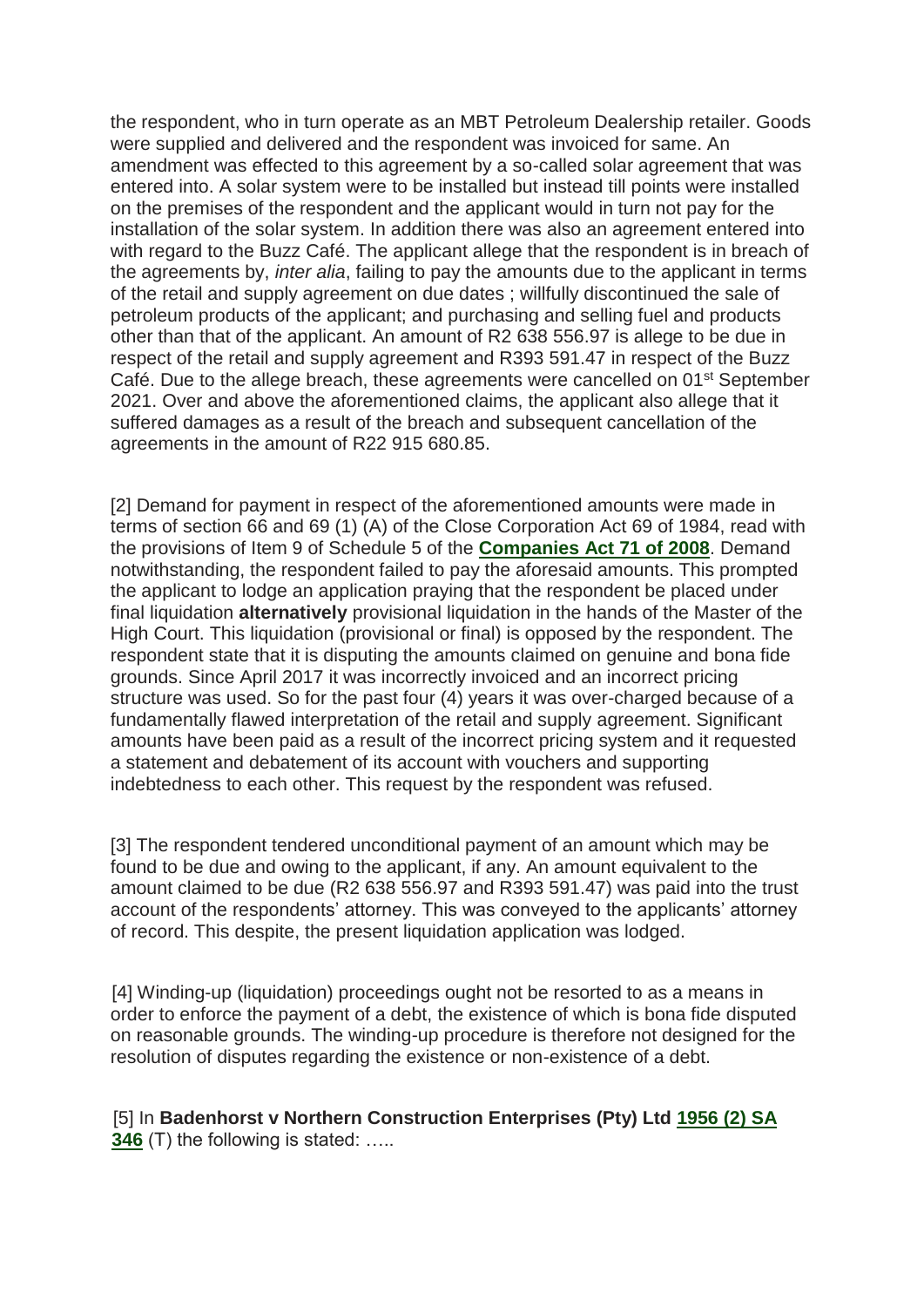the respondent, who in turn operate as an MBT Petroleum Dealership retailer. Goods were supplied and delivered and the respondent was invoiced for same. An amendment was effected to this agreement by a so-called solar agreement that was entered into. A solar system were to be installed but instead till points were installed on the premises of the respondent and the applicant would in turn not pay for the installation of the solar system. In addition there was also an agreement entered into with regard to the Buzz Café. The applicant allege that the respondent is in breach of the agreements by, *inter alia*, failing to pay the amounts due to the applicant in terms of the retail and supply agreement on due dates ; willfully discontinued the sale of petroleum products of the applicant; and purchasing and selling fuel and products other than that of the applicant. An amount of R2 638 556.97 is allege to be due in respect of the retail and supply agreement and R393 591.47 in respect of the Buzz Café. Due to the allege breach, these agreements were cancelled on 01st September 2021. Over and above the aforementioned claims, the applicant also allege that it suffered damages as a result of the breach and subsequent cancellation of the agreements in the amount of R22 915 680.85.

[2] Demand for payment in respect of the aforementioned amounts were made in terms of section 66 and 69 (1) (A) of the Close Corporation Act 69 of 1984, read with the provisions of Item 9 of Schedule 5 of the **Companies Act 71 of 2008**. Demand notwithstanding, the respondent failed to pay the aforesaid amounts. This prompted the applicant to lodge an application praying that the respondent be placed under final liquidation **alternatively** provisional liquidation in the hands of the Master of the High Court. This liquidation (provisional or final) is opposed by the respondent. The respondent state that it is disputing the amounts claimed on genuine and bona fide grounds. Since April 2017 it was incorrectly invoiced and an incorrect pricing structure was used. So for the past four (4) years it was over-charged because of a fundamentally flawed interpretation of the retail and supply agreement. Significant amounts have been paid as a result of the incorrect pricing system and it requested a statement and debatement of its account with vouchers and supporting indebtedness to each other. This request by the respondent was refused.

[3] The respondent tendered unconditional payment of an amount which may be found to be due and owing to the applicant, if any. An amount equivalent to the amount claimed to be due (R2 638 556.97 and R393 591.47) was paid into the trust account of the respondents' attorney. This was conveyed to the applicants' attorney of record. This despite, the present liquidation application was lodged.

[4] Winding-up (liquidation) proceedings ought not be resorted to as a means in order to enforce the payment of a debt, the existence of which is bona fide disputed on reasonable grounds. The winding-up procedure is therefore not designed for the resolution of disputes regarding the existence or non-existence of a debt.

[5] In **Badenhorst v Northern Construction Enterprises (Pty) Ltd 1956 (2) SA 346** (T) the following is stated: …..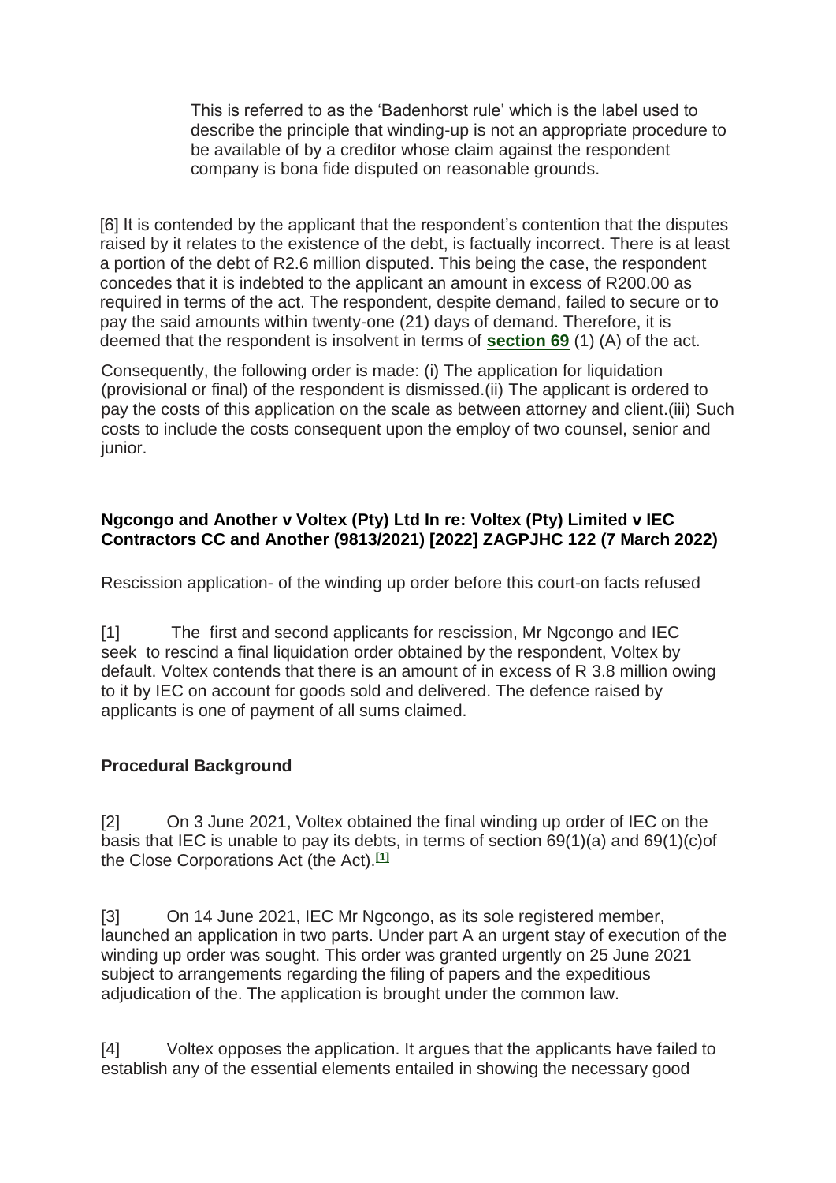> This is referred to as the 'Badenhorst rule' which is the label used to describe the principle that winding-up is not an appropriate procedure to be available of by a creditor whose claim against the respondent company is bona fide disputed on reasonable grounds.

[6] It is contended by the applicant that the respondent's contention that the disputes raised by it relates to the existence of the debt, is factually incorrect. There is at least a portion of the debt of R2.6 million disputed. This being the case, the respondent concedes that it is indebted to the applicant an amount in excess of R200.00 as required in terms of the act. The respondent, despite demand, failed to secure or to pay the said amounts within twenty-one (21) days of demand. Therefore, it is deemed that the respondent is insolvent in terms of **section 69** (1) (A) of the act.

Consequently, the following order is made: (i) The application for liquidation (provisional or final) of the respondent is dismissed.(ii) The applicant is ordered to pay the costs of this application on the scale as between attorney and client.(iii) Such costs to include the costs consequent upon the employ of two counsel, senior and junior.

**Ngcongo and Another v Voltex (Pty) Ltd In re: Voltex (Pty) Limited v IEC Contractors CC and Another (9813/2021) [2022] ZAGPJHC 122 (7 March 2022)**

Rescission application- of the winding up order before this court-on facts refused

[1] The first and second applicants for rescission, Mr Ngcongo and IEC seek to rescind a final liquidation order obtained by the respondent, Voltex by default. Voltex contends that there is an amount of in excess of R 3.8 million owing to it by IEC on account for goods sold and delivered. The defence raised by applicants is one of payment of all sums claimed.

**Procedural Background**

[2] On 3 June 2021, Voltex obtained the final winding up order of IEC on the basis that IEC is unable to pay its debts, in terms of section 69(1)(a) and 69(1)(c)of the Close Corporations Act (the Act).[1]

[3] On 14 June 2021, IEC Mr Ngcongo, as its sole registered member, launched an application in two parts. Under part A an urgent stay of execution of the winding up order was sought. This order was granted urgently on 25 June 2021 subject to arrangements regarding the filing of papers and the expeditious adjudication of the. The application is brought under the common law.

[4] Voltex opposes the application. It argues that the applicants have failed to establish any of the essential elements entailed in showing the necessary good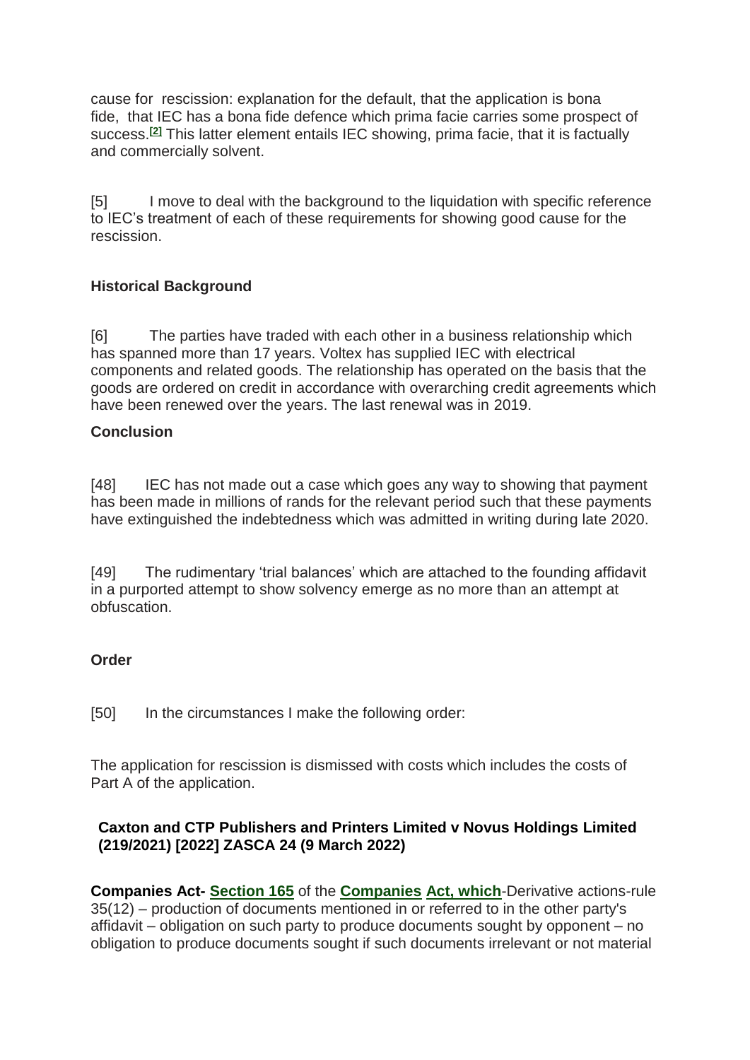cause for rescission: explanation for the default, that the application is bona fide, that IEC has a bona fide defence which prima facie carries some prospect of success.[2] This latter element entails IEC showing, prima facie, that it is factually and commercially solvent.

[5] I move to deal with the background to the liquidation with specific reference to IEC's treatment of each of these requirements for showing good cause for the rescission.

**Historical Background**

[6] The parties have traded with each other in a business relationship which has spanned more than 17 years. Voltex has supplied IEC with electrical components and related goods. The relationship has operated on the basis that the goods are ordered on credit in accordance with overarching credit agreements which have been renewed over the years. The last renewal was in 2019.

**Conclusion**

[48] IEC has not made out a case which goes any way to showing that payment has been made in millions of rands for the relevant period such that these payments have extinguished the indebtedness which was admitted in writing during late 2020.

[49] The rudimentary 'trial balances' which are attached to the founding affidavit in a purported attempt to show solvency emerge as no more than an attempt at obfuscation.

**Order**

[50] In the circumstances I make the following order:

The application for rescission is dismissed with costs which includes the costs of Part A of the application.

**Caxton and CTP Publishers and Printers Limited v Novus Holdings Limited (219/2021) [2022] ZASCA 24 (9 March 2022)**

**Companies Act- Section 165** of the **Companies Act, which**-Derivative actions-rule 35(12) – production of documents mentioned in or referred to in the other party's affidavit – obligation on such party to produce documents sought by opponent – no obligation to produce documents sought if such documents irrelevant or not material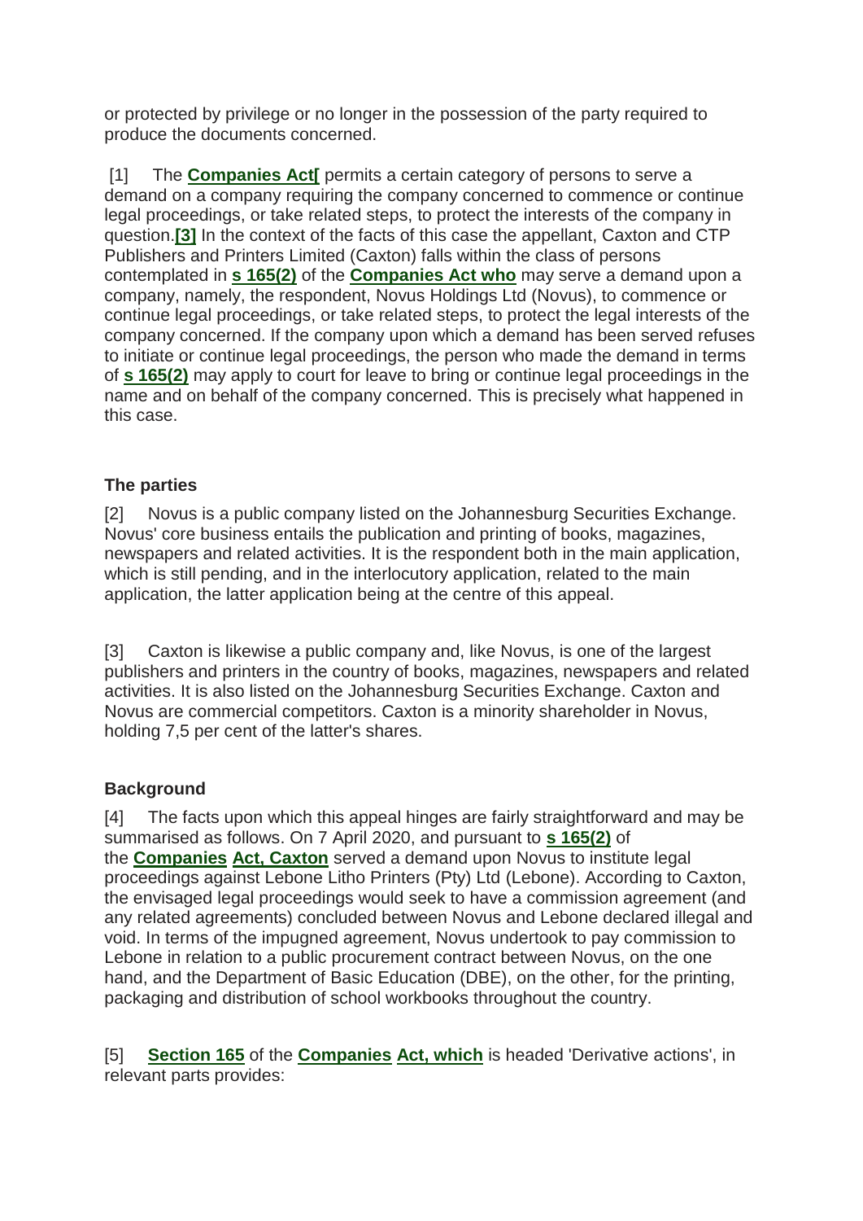or protected by privilege or no longer in the possession of the party required to produce the documents concerned.

[1] The **Companies Act[** permits a certain category of persons to serve a demand on a company requiring the company concerned to commence or continue legal proceedings, or take related steps, to protect the interests of the company in question.**[3]** In the context of the facts of this case the appellant, Caxton and CTP Publishers and Printers Limited (Caxton) falls within the class of persons contemplated in **s 165(2)** of the **Companies Act who** may serve a demand upon a company, namely, the respondent, Novus Holdings Ltd (Novus), to commence or continue legal proceedings, or take related steps, to protect the legal interests of the company concerned. If the company upon which a demand has been served refuses to initiate or continue legal proceedings, the person who made the demand in terms of **s 165(2)** may apply to court for leave to bring or continue legal proceedings in the name and on behalf of the company concerned. This is precisely what happened in this case.

**The parties**

[2] Novus is a public company listed on the Johannesburg Securities Exchange. Novus' core business entails the publication and printing of books, magazines, newspapers and related activities. It is the respondent both in the main application, which is still pending, and in the interlocutory application, related to the main application, the latter application being at the centre of this appeal.

[3] Caxton is likewise a public company and, like Novus, is one of the largest publishers and printers in the country of books, magazines, newspapers and related activities. It is also listed on the Johannesburg Securities Exchange. Caxton and Novus are commercial competitors. Caxton is a minority shareholder in Novus, holding 7,5 per cent of the latter's shares.

**Background**

[4] The facts upon which this appeal hinges are fairly straightforward and may be summarised as follows. On 7 April 2020, and pursuant to **s 165(2)** of the **Companies Act, Caxton** served a demand upon Novus to institute legal proceedings against Lebone Litho Printers (Pty) Ltd (Lebone). According to Caxton, the envisaged legal proceedings would seek to have a commission agreement (and any related agreements) concluded between Novus and Lebone declared illegal and void. In terms of the impugned agreement, Novus undertook to pay commission to Lebone in relation to a public procurement contract between Novus, on the one hand, and the Department of Basic Education (DBE), on the other, for the printing, packaging and distribution of school workbooks throughout the country.

[5] **Section 165** of the **Companies Act, which** is headed 'Derivative actions', in relevant parts provides: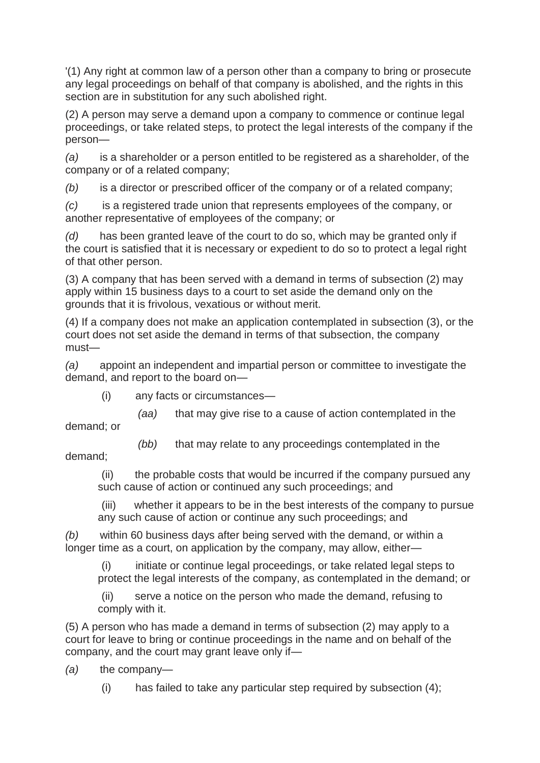'(1) Any right at common law of a person other than a company to bring or prosecute any legal proceedings on behalf of that company is abolished, and the rights in this section are in substitution for any such abolished right.

(2) A person may serve a demand upon a company to commence or continue legal proceedings, or take related steps, to protect the legal interests of the company if the person—

*(a)* is a shareholder or a person entitled to be registered as a shareholder, of the company or of a related company;

*(b)* is a director or prescribed officer of the company or of a related company;

*(c)* is a registered trade union that represents employees of the company, or another representative of employees of the company; or

*(d)* has been granted leave of the court to do so, which may be granted only if the court is satisfied that it is necessary or expedient to do so to protect a legal right of that other person.

(3) A company that has been served with a demand in terms of subsection (2) may apply within 15 business days to a court to set aside the demand only on the grounds that it is frivolous, vexatious or without merit.

(4) If a company does not make an application contemplated in subsection (3), or the court does not set aside the demand in terms of that subsection, the company must—

*(a)* appoint an independent and impartial person or committee to investigate the demand, and report to the board on—

(i) any facts or circumstances—

*(aa)* that may give rise to a cause of action contemplated in the demand; or

*(bb)* that may relate to any proceedings contemplated in the demand;

(ii) the probable costs that would be incurred if the company pursued any such cause of action or continued any such proceedings; and

(iii) whether it appears to be in the best interests of the company to pursue any such cause of action or continue any such proceedings; and

*(b)* within 60 business days after being served with the demand, or within a longer time as a court, on application by the company, may allow, either—

(i) initiate or continue legal proceedings, or take related legal steps to protect the legal interests of the company, as contemplated in the demand; or

(ii) serve a notice on the person who made the demand, refusing to comply with it.

(5) A person who has made a demand in terms of subsection (2) may apply to a court for leave to bring or continue proceedings in the name and on behalf of the company, and the court may grant leave only if—

*(a)* the company—

(i) has failed to take any particular step required by subsection (4);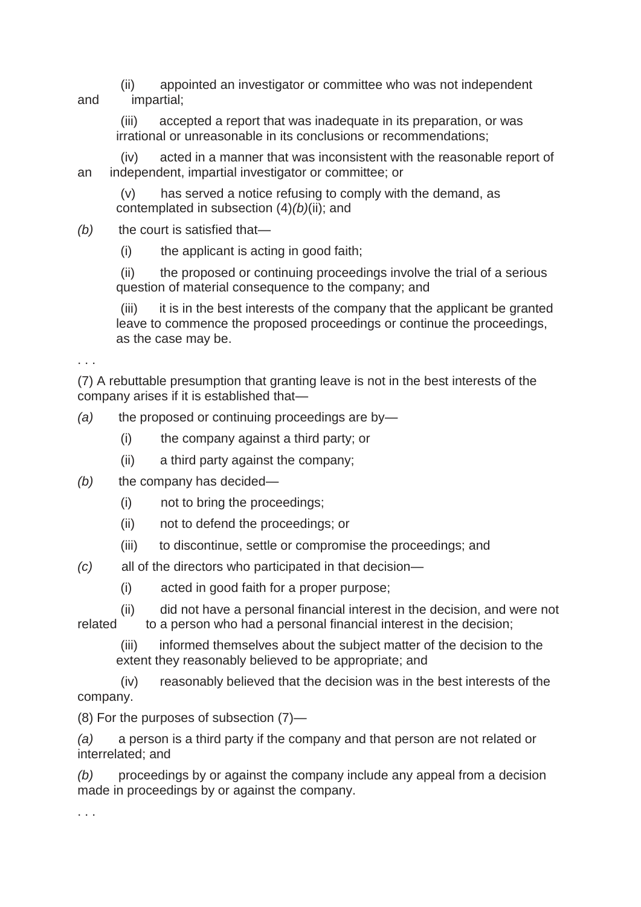(ii) appointed an investigator or committee who was not independent and impartial;

(iii) accepted a report that was inadequate in its preparation, or was irrational or unreasonable in its conclusions or recommendations;

(iv) acted in a manner that was inconsistent with the reasonable report of an independent, impartial investigator or committee; or

(v) has served a notice refusing to comply with the demand, as contemplated in subsection (4)*(b)*(ii); and

*(b)* the court is satisfied that—

(i) the applicant is acting in good faith;

(ii) the proposed or continuing proceedings involve the trial of a serious question of material consequence to the company; and

(iii) it is in the best interests of the company that the applicant be granted leave to commence the proposed proceedings or continue the proceedings, as the case may be.

. . .

(7) A rebuttable presumption that granting leave is not in the best interests of the company arises if it is established that—

*(a)* the proposed or continuing proceedings are by—

(i) the company against a third party; or

(ii) a third party against the company;

*(b)* the company has decided—

(i) not to bring the proceedings;

(ii) not to defend the proceedings; or

(iii) to discontinue, settle or compromise the proceedings; and

*(c)* all of the directors who participated in that decision—

(i) acted in good faith for a proper purpose;

(ii) did not have a personal financial interest in the decision, and were not related to a person who had a personal financial interest in the decision;

(iii) informed themselves about the subject matter of the decision to the extent they reasonably believed to be appropriate; and

(iv) reasonably believed that the decision was in the best interests of the company.

(8) For the purposes of subsection (7)—

*(a)* a person is a third party if the company and that person are not related or interrelated; and

*(b)* proceedings by or against the company include any appeal from a decision made in proceedings by or against the company.

. . .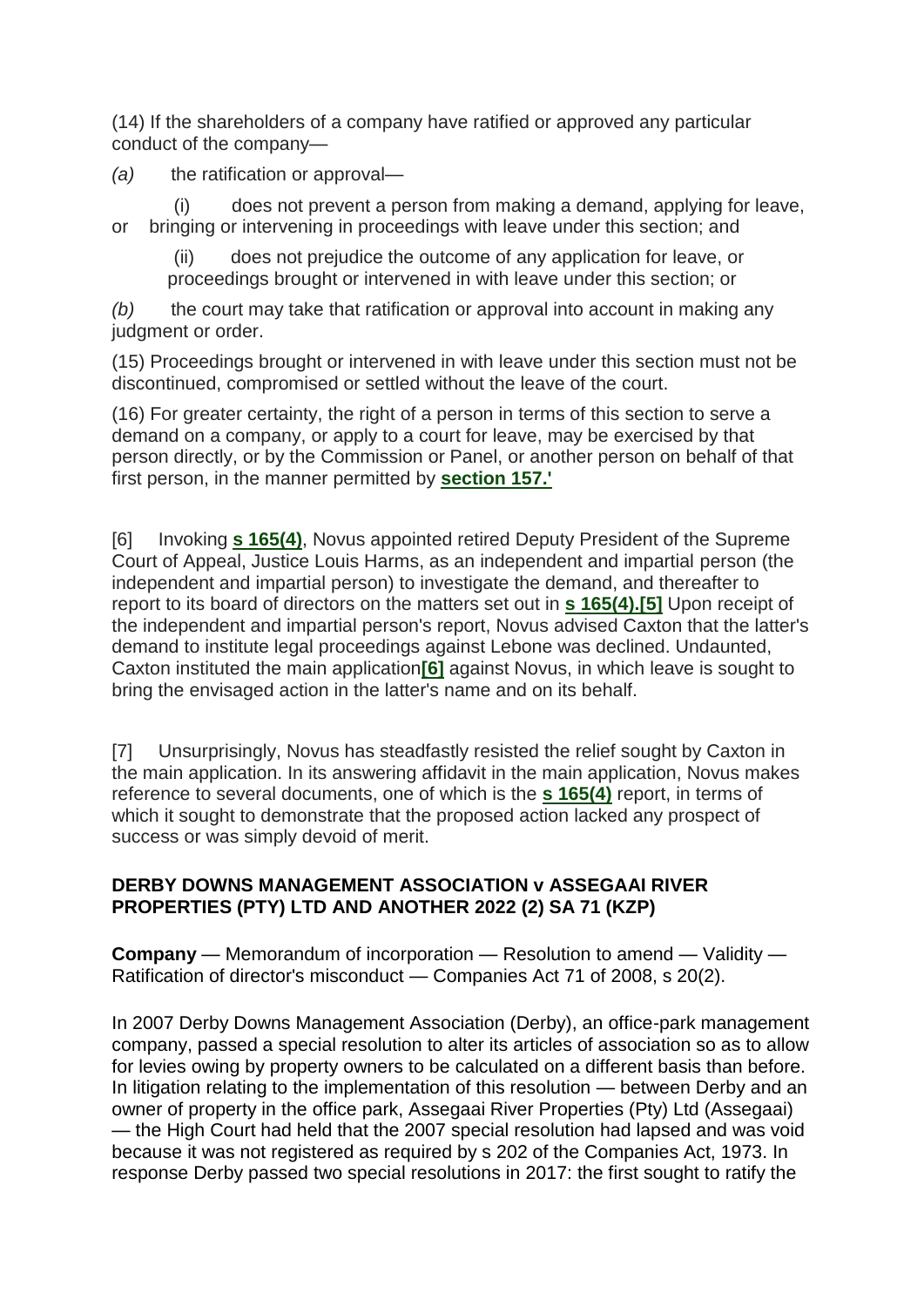(14) If the shareholders of a company have ratified or approved any particular conduct of the company—

*(a)* the ratification or approval—

(i) does not prevent a person from making a demand, applying for leave, or bringing or intervening in proceedings with leave under this section; and

(ii) does not prejudice the outcome of any application for leave, or proceedings brought or intervened in with leave under this section; or

*(b)* the court may take that ratification or approval into account in making any judgment or order.

(15) Proceedings brought or intervened in with leave under this section must not be discontinued, compromised or settled without the leave of the court.

(16) For greater certainty, the right of a person in terms of this section to serve a demand on a company, or apply to a court for leave, may be exercised by that person directly, or by the Commission or Panel, or another person on behalf of that first person, in the manner permitted by **section 157.'**

[6] Invoking **s 165(4)**, Novus appointed retired Deputy President of the Supreme Court of Appeal, Justice Louis Harms, as an independent and impartial person (the independent and impartial person) to investigate the demand, and thereafter to report to its board of directors on the matters set out in **s 165(4).[5]** Upon receipt of the independent and impartial person's report, Novus advised Caxton that the latter's demand to institute legal proceedings against Lebone was declined. Undaunted, Caxton instituted the main application**[6]** against Novus, in which leave is sought to bring the envisaged action in the latter's name and on its behalf.

[7] Unsurprisingly, Novus has steadfastly resisted the relief sought by Caxton in the main application. In its answering affidavit in the main application, Novus makes reference to several documents, one of which is the **s 165(4)** report, in terms of which it sought to demonstrate that the proposed action lacked any prospect of success or was simply devoid of merit.

**DERBY DOWNS MANAGEMENT ASSOCIATION v ASSEGAAI RIVER PROPERTIES (PTY) LTD AND ANOTHER 2022 (2) SA 71 (KZP)**

**Company** — Memorandum of incorporation — Resolution to amend — Validity — Ratification of director's misconduct — Companies Act 71 of 2008, s 20(2).

In 2007 Derby Downs Management Association (Derby), an office-park management company, passed a special resolution to alter its articles of association so as to allow for levies owing by property owners to be calculated on a different basis than before. In litigation relating to the implementation of this resolution — between Derby and an owner of property in the office park, Assegaai River Properties (Pty) Ltd (Assegaai) — the High Court had held that the 2007 special resolution had lapsed and was void because it was not registered as required by s 202 of the Companies Act, 1973. In response Derby passed two special resolutions in 2017: the first sought to ratify the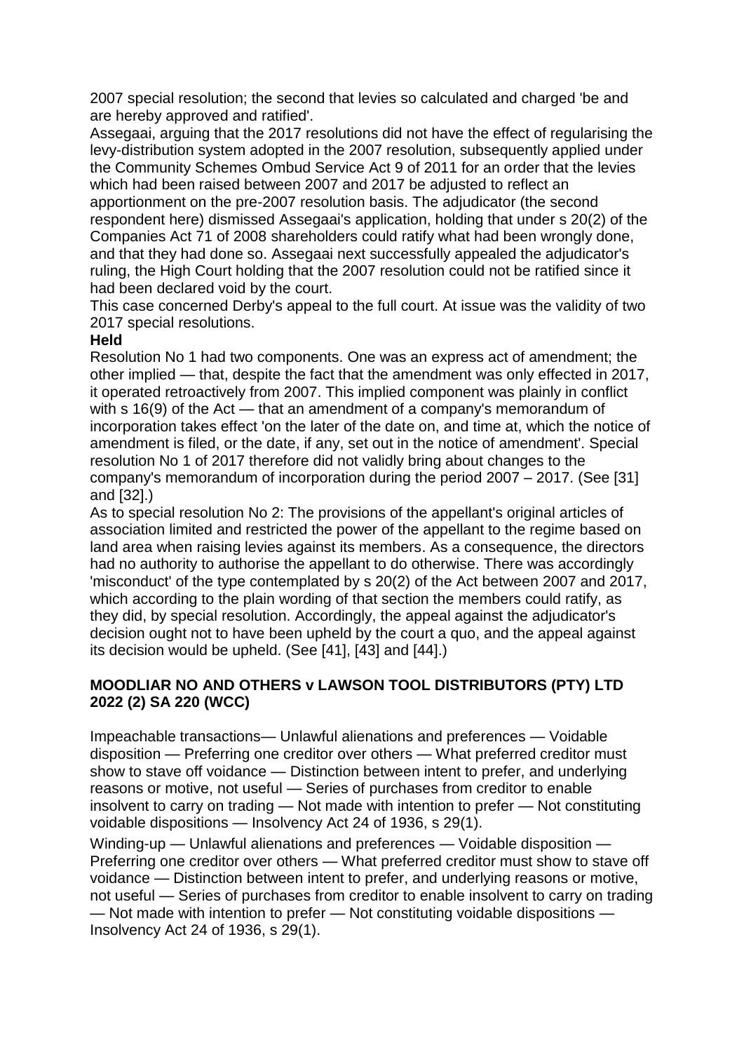2007 special resolution; the second that levies so calculated and charged 'be and are hereby approved and ratified'.

Assegaai, arguing that the 2017 resolutions did not have the effect of regularising the levy-distribution system adopted in the 2007 resolution, subsequently applied under the Community Schemes Ombud Service Act 9 of 2011 for an order that the levies which had been raised between 2007 and 2017 be adjusted to reflect an apportionment on the pre-2007 resolution basis. The adjudicator (the second respondent here) dismissed Assegaai's application, holding that under s 20(2) of the Companies Act 71 of 2008 shareholders could ratify what had been wrongly done, and that they had done so. Assegaai next successfully appealed the adjudicator's ruling, the High Court holding that the 2007 resolution could not be ratified since it had been declared void by the court.

This case concerned Derby's appeal to the full court. At issue was the validity of two 2017 special resolutions.

**Held**

Resolution No 1 had two components. One was an express act of amendment; the other implied — that, despite the fact that the amendment was only effected in 2017, it operated retroactively from 2007. This implied component was plainly in conflict with s 16(9) of the Act — that an amendment of a company's memorandum of incorporation takes effect 'on the later of the date on, and time at, which the notice of amendment is filed, or the date, if any, set out in the notice of amendment'. Special resolution No 1 of 2017 therefore did not validly bring about changes to the company's memorandum of incorporation during the period 2007 – 2017. (See [31] and [32].)

As to special resolution No 2: The provisions of the appellant's original articles of association limited and restricted the power of the appellant to the regime based on land area when raising levies against its members. As a consequence, the directors had no authority to authorise the appellant to do otherwise. There was accordingly 'misconduct' of the type contemplated by s 20(2) of the Act between 2007 and 2017, which according to the plain wording of that section the members could ratify, as they did, by special resolution. Accordingly, the appeal against the adjudicator's decision ought not to have been upheld by the court a quo, and the appeal against its decision would be upheld. (See [41], [43] and [44].)

## MOODLIAR NO AND OTHERS v LAWSON TOOL DISTRIBUTORS (PTY) LTD 2022 (2) SA 220 (WCC)

Impeachable transactions— Unlawful alienations and preferences — Voidable disposition — Preferring one creditor over others — What preferred creditor must show to stave off voidance — Distinction between intent to prefer, and underlying reasons or motive, not useful — Series of purchases from creditor to enable insolvent to carry on trading — Not made with intention to prefer — Not constituting voidable dispositions — Insolvency Act 24 of 1936, s 29(1).

Winding-up — Unlawful alienations and preferences — Voidable disposition — Preferring one creditor over others — What preferred creditor must show to stave off voidance — Distinction between intent to prefer, and underlying reasons or motive, not useful — Series of purchases from creditor to enable insolvent to carry on trading — Not made with intention to prefer — Not constituting voidable dispositions — Insolvency Act 24 of 1936, s 29(1).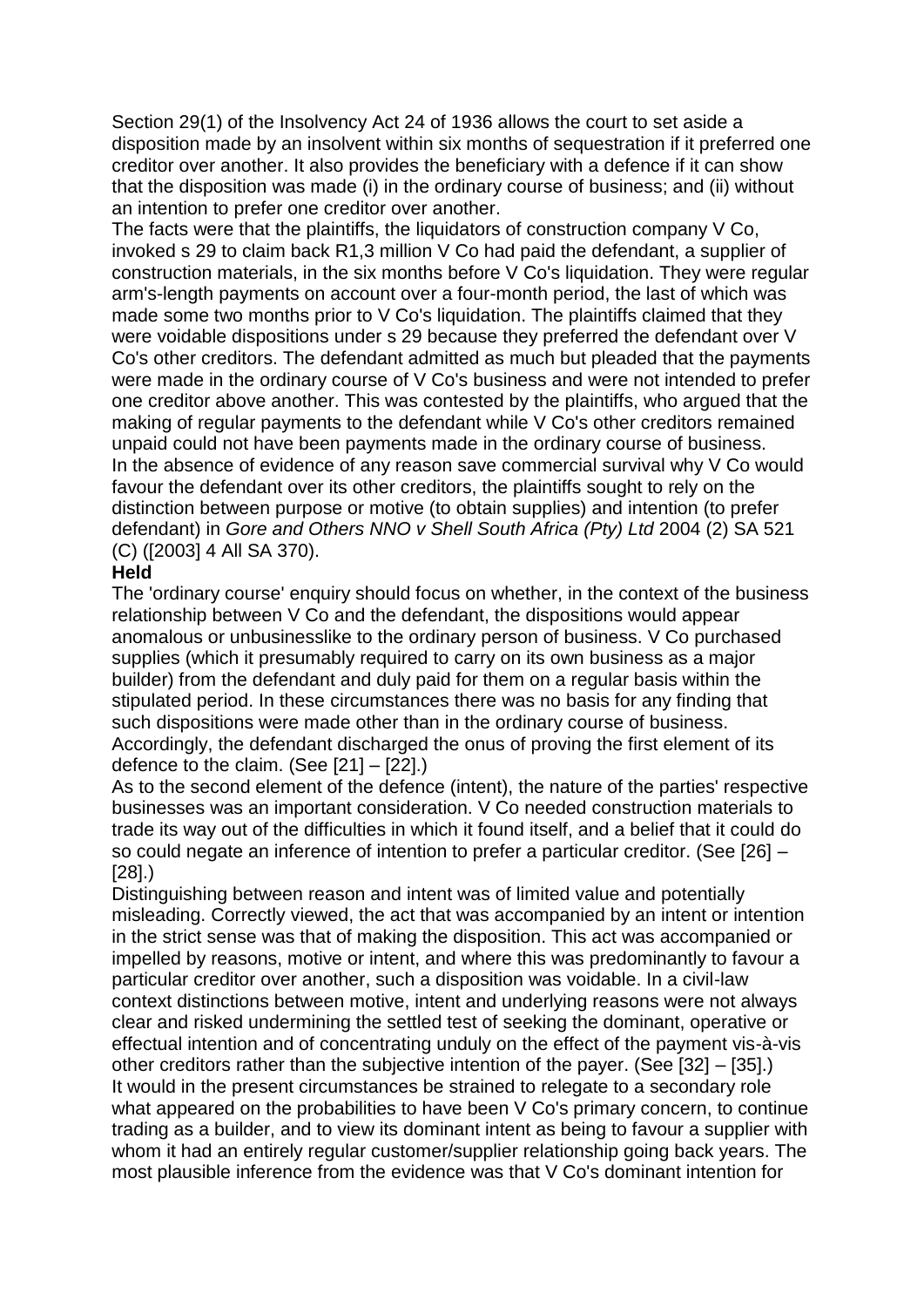Section 29(1) of the Insolvency Act 24 of 1936 allows the court to set aside a disposition made by an insolvent within six months of sequestration if it preferred one creditor over another. It also provides the beneficiary with a defence if it can show that the disposition was made (i) in the ordinary course of business; and (ii) without an intention to prefer one creditor over another.

The facts were that the plaintiffs, the liquidators of construction company V Co, invoked s 29 to claim back R1,3 million V Co had paid the defendant, a supplier of construction materials, in the six months before V Co's liquidation. They were regular arm's-length payments on account over a four-month period, the last of which was made some two months prior to V Co's liquidation. The plaintiffs claimed that they were voidable dispositions under s 29 because they preferred the defendant over V Co's other creditors. The defendant admitted as much but pleaded that the payments were made in the ordinary course of V Co's business and were not intended to prefer one creditor above another. This was contested by the plaintiffs, who argued that the making of regular payments to the defendant while V Co's other creditors remained unpaid could not have been payments made in the ordinary course of business.

In the absence of evidence of any reason save commercial survival why V Co would favour the defendant over its other creditors, the plaintiffs sought to rely on the distinction between purpose or motive (to obtain supplies) and intention (to prefer defendant) in *Gore and Others NNO v Shell South Africa (Pty) Ltd* 2004 (2) SA 521 (C) ([2003] 4 All SA 370).

**Held**

The 'ordinary course' enquiry should focus on whether, in the context of the business relationship between V Co and the defendant, the dispositions would appear anomalous or unbusinesslike to the ordinary person of business. V Co purchased supplies (which it presumably required to carry on its own business as a major builder) from the defendant and duly paid for them on a regular basis within the stipulated period. In these circumstances there was no basis for any finding that such dispositions were made other than in the ordinary course of business. Accordingly, the defendant discharged the onus of proving the first element of its defence to the claim. (See [21] – [22].)

As to the second element of the defence (intent), the nature of the parties' respective businesses was an important consideration. V Co needed construction materials to trade its way out of the difficulties in which it found itself, and a belief that it could do so could negate an inference of intention to prefer a particular creditor. (See [26] – [28].)

Distinguishing between reason and intent was of limited value and potentially misleading. Correctly viewed, the act that was accompanied by an intent or intention in the strict sense was that of making the disposition. This act was accompanied or impelled by reasons, motive or intent, and where this was predominantly to favour a particular creditor over another, such a disposition was voidable. In a civil-law context distinctions between motive, intent and underlying reasons were not always clear and risked undermining the settled test of seeking the dominant, operative or effectual intention and of concentrating unduly on the effect of the payment vis-à-vis other creditors rather than the subjective intention of the payer. (See [32] – [35].)

It would in the present circumstances be strained to relegate to a secondary role what appeared on the probabilities to have been V Co's primary concern, to continue trading as a builder, and to view its dominant intent as being to favour a supplier with whom it had an entirely regular customer/supplier relationship going back years. The most plausible inference from the evidence was that V Co's dominant intention for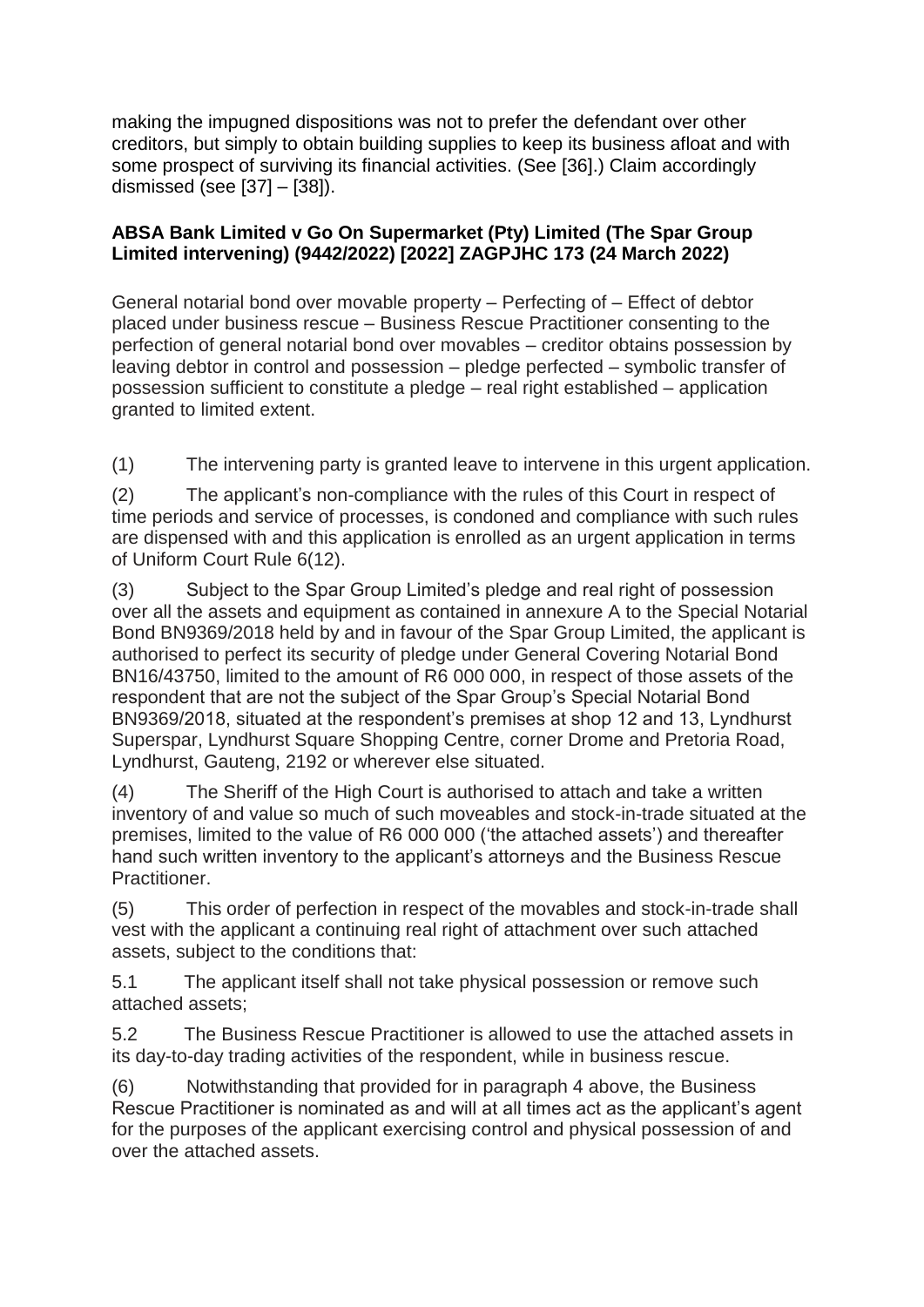making the impugned dispositions was not to prefer the defendant over other creditors, but simply to obtain building supplies to keep its business afloat and with some prospect of surviving its financial activities. (See [36].) Claim accordingly dismissed (see [37] – [38]).

**ABSA Bank Limited v Go On Supermarket (Pty) Limited (The Spar Group Limited intervening) (9442/2022) [2022] ZAGPJHC 173 (24 March 2022)**

General notarial bond over movable property – Perfecting of – Effect of debtor placed under business rescue – Business Rescue Practitioner consenting to the perfection of general notarial bond over movables – creditor obtains possession by leaving debtor in control and possession – pledge perfected – symbolic transfer of possession sufficient to constitute a pledge – real right established – application granted to limited extent.

(1) The intervening party is granted leave to intervene in this urgent application.

(2) The applicant's non-compliance with the rules of this Court in respect of time periods and service of processes, is condoned and compliance with such rules are dispensed with and this application is enrolled as an urgent application in terms of Uniform Court Rule 6(12).

(3) Subject to the Spar Group Limited's pledge and real right of possession over all the assets and equipment as contained in annexure A to the Special Notarial Bond BN9369/2018 held by and in favour of the Spar Group Limited, the applicant is authorised to perfect its security of pledge under General Covering Notarial Bond BN16/43750, limited to the amount of R6 000 000, in respect of those assets of the respondent that are not the subject of the Spar Group's Special Notarial Bond BN9369/2018, situated at the respondent's premises at shop 12 and 13, Lyndhurst Superspar, Lyndhurst Square Shopping Centre, corner Drome and Pretoria Road, Lyndhurst, Gauteng, 2192 or wherever else situated.

(4) The Sheriff of the High Court is authorised to attach and take a written inventory of and value so much of such moveables and stock-in-trade situated at the premises, limited to the value of R6 000 000 ('the attached assets') and thereafter hand such written inventory to the applicant's attorneys and the Business Rescue Practitioner.

(5) This order of perfection in respect of the movables and stock-in-trade shall vest with the applicant a continuing real right of attachment over such attached assets, subject to the conditions that:

5.1 The applicant itself shall not take physical possession or remove such attached assets;

5.2 The Business Rescue Practitioner is allowed to use the attached assets in its day-to-day trading activities of the respondent, while in business rescue.

(6) Notwithstanding that provided for in paragraph 4 above, the Business Rescue Practitioner is nominated as and will at all times act as the applicant's agent for the purposes of the applicant exercising control and physical possession of and over the attached assets.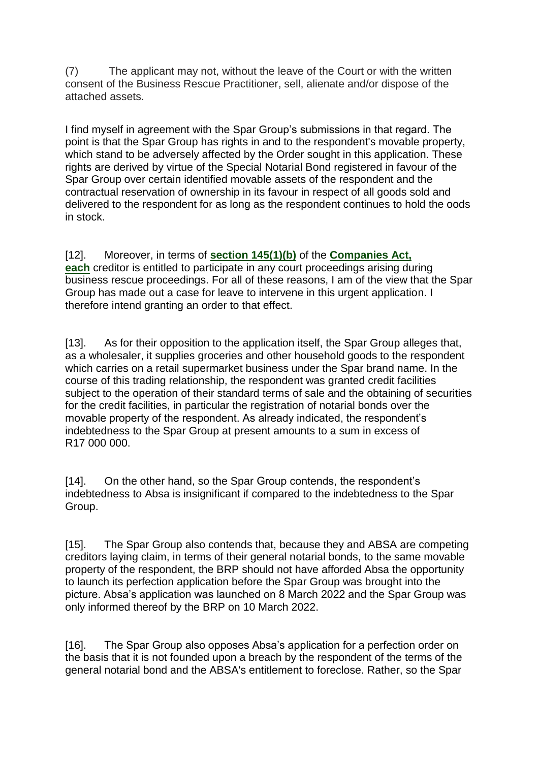(7) The applicant may not, without the leave of the Court or with the written consent of the Business Rescue Practitioner, sell, alienate and/or dispose of the attached assets.

I find myself in agreement with the Spar Group's submissions in that regard. The point is that the Spar Group has rights in and to the respondent's movable property, which stand to be adversely affected by the Order sought in this application. These rights are derived by virtue of the Special Notarial Bond registered in favour of the Spar Group over certain identified movable assets of the respondent and the contractual reservation of ownership in its favour in respect of all goods sold and delivered to the respondent for as long as the respondent continues to hold the oods in stock.

[12]. Moreover, in terms of **section 145(1)(b)** of the **Companies Act, each** creditor is entitled to participate in any court proceedings arising during business rescue proceedings. For all of these reasons, I am of the view that the Spar Group has made out a case for leave to intervene in this urgent application. I therefore intend granting an order to that effect.

[13]. As for their opposition to the application itself, the Spar Group alleges that, as a wholesaler, it supplies groceries and other household goods to the respondent which carries on a retail supermarket business under the Spar brand name. In the course of this trading relationship, the respondent was granted credit facilities subject to the operation of their standard terms of sale and the obtaining of securities for the credit facilities, in particular the registration of notarial bonds over the movable property of the respondent. As already indicated, the respondent's indebtedness to the Spar Group at present amounts to a sum in excess of R17 000 000.

[14]. On the other hand, so the Spar Group contends, the respondent's indebtedness to Absa is insignificant if compared to the indebtedness to the Spar Group.

[15]. The Spar Group also contends that, because they and ABSA are competing creditors laying claim, in terms of their general notarial bonds, to the same movable property of the respondent, the BRP should not have afforded Absa the opportunity to launch its perfection application before the Spar Group was brought into the picture. Absa's application was launched on 8 March 2022 and the Spar Group was only informed thereof by the BRP on 10 March 2022.

[16]. The Spar Group also opposes Absa's application for a perfection order on the basis that it is not founded upon a breach by the respondent of the terms of the general notarial bond and the ABSA's entitlement to foreclose. Rather, so the Spar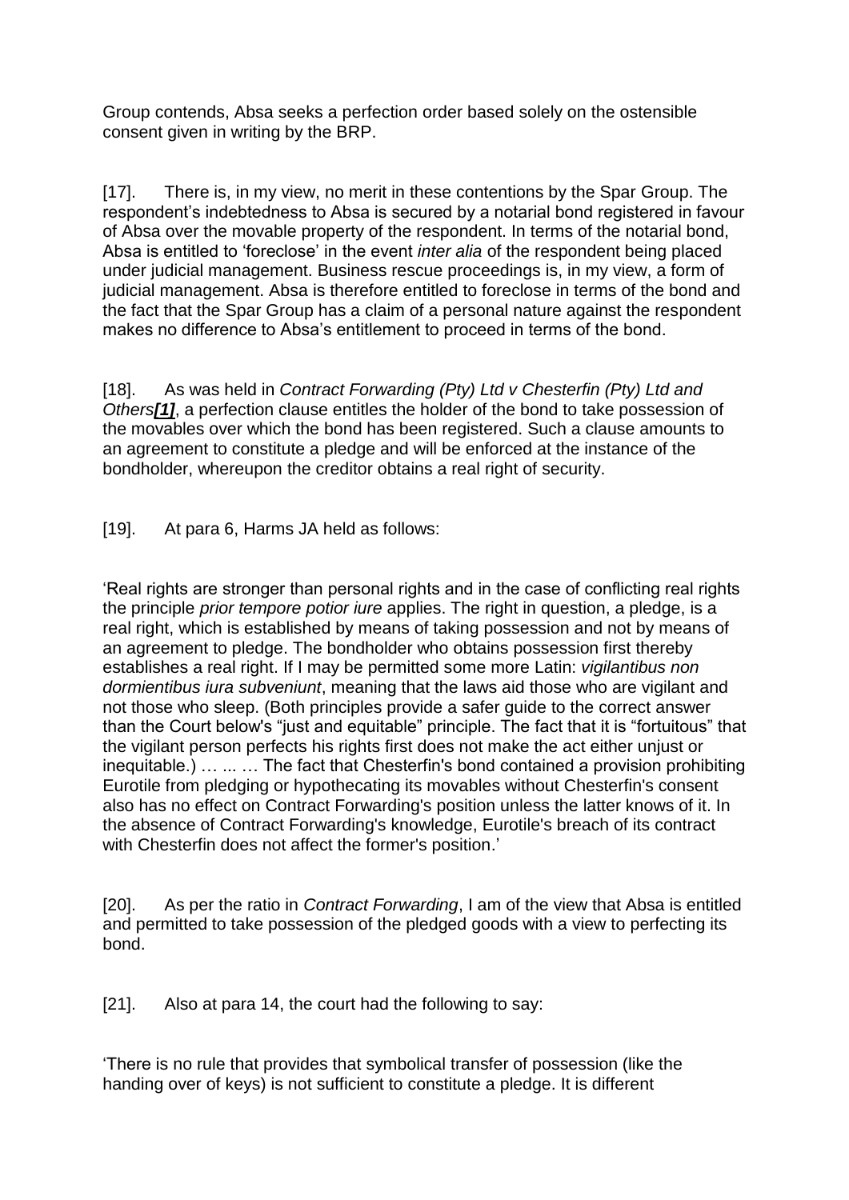Group contends, Absa seeks a perfection order based solely on the ostensible consent given in writing by the BRP.

[17]. There is, in my view, no merit in these contentions by the Spar Group. The respondent's indebtedness to Absa is secured by a notarial bond registered in favour of Absa over the movable property of the respondent. In terms of the notarial bond, Absa is entitled to 'foreclose' in the event *inter alia* of the respondent being placed under judicial management. Business rescue proceedings is, in my view, a form of judicial management. Absa is therefore entitled to foreclose in terms of the bond and the fact that the Spar Group has a claim of a personal nature against the respondent makes no difference to Absa's entitlement to proceed in terms of the bond.

[18]. As was held in *Contract Forwarding (Pty) Ltd v Chesterfin (Pty) Ltd and Others*[1], a perfection clause entitles the holder of the bond to take possession of the movables over which the bond has been registered. Such a clause amounts to an agreement to constitute a pledge and will be enforced at the instance of the bondholder, whereupon the creditor obtains a real right of security.

[19]. At para 6, Harms JA held as follows:

'Real rights are stronger than personal rights and in the case of conflicting real rights the principle *prior tempore potior iure* applies. The right in question, a pledge, is a real right, which is established by means of taking possession and not by means of an agreement to pledge. The bondholder who obtains possession first thereby establishes a real right. If I may be permitted some more Latin: *vigilantibus non dormientibus iura subveniunt*, meaning that the laws aid those who are vigilant and not those who sleep. (Both principles provide a safer guide to the correct answer than the Court below's "just and equitable" principle. The fact that it is "fortuitous" that the vigilant person perfects his rights first does not make the act either unjust or inequitable.) … ... … The fact that Chesterfin's bond contained a provision prohibiting Eurotile from pledging or hypothecating its movables without Chesterfin's consent also has no effect on Contract Forwarding's position unless the latter knows of it. In the absence of Contract Forwarding's knowledge, Eurotile's breach of its contract with Chesterfin does not affect the former's position.'

[20]. As per the ratio in *Contract Forwarding*, I am of the view that Absa is entitled and permitted to take possession of the pledged goods with a view to perfecting its bond.

[21]. Also at para 14, the court had the following to say:

'There is no rule that provides that symbolical transfer of possession (like the handing over of keys) is not sufficient to constitute a pledge. It is different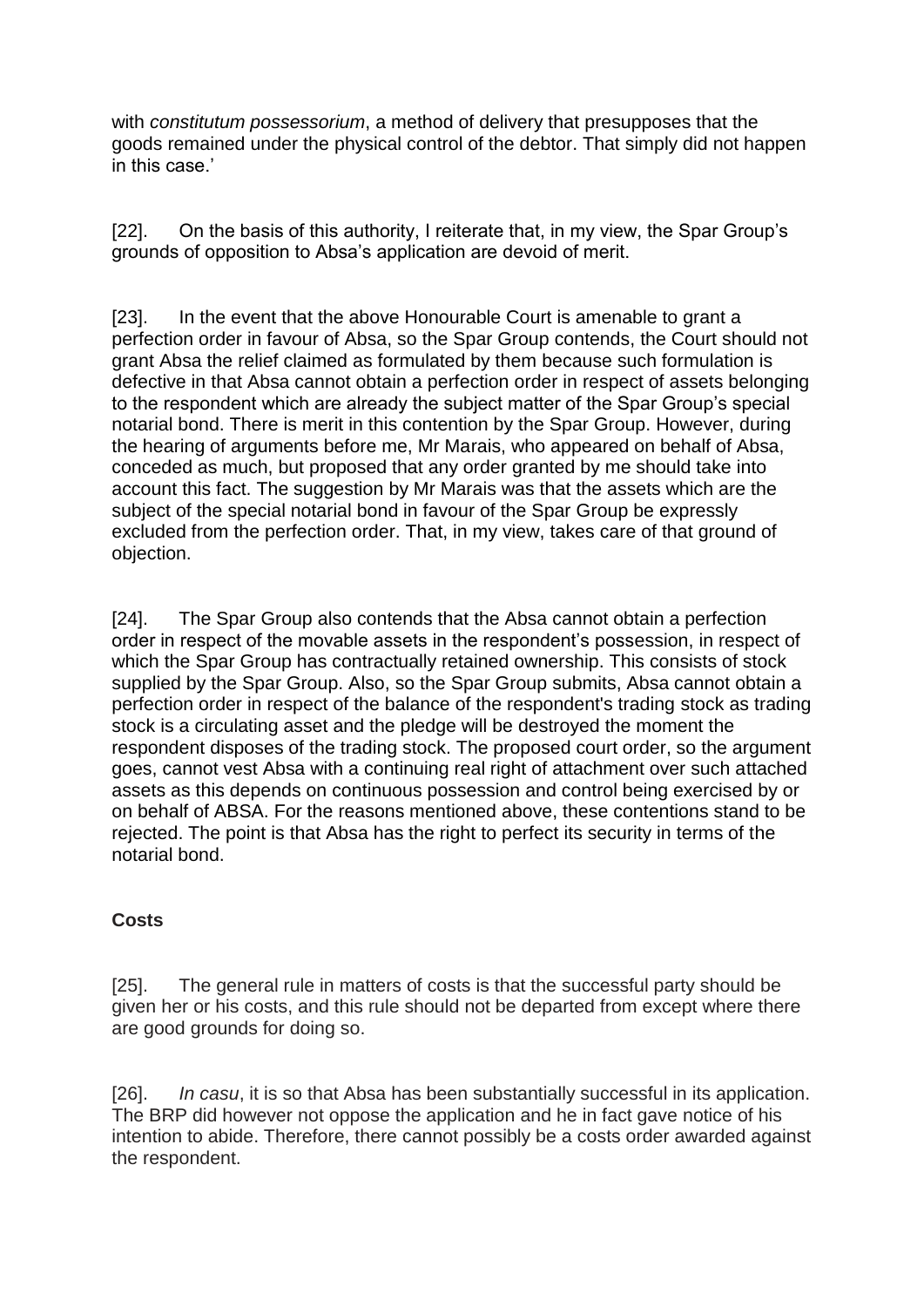with *constitutum possessorium*, a method of delivery that presupposes that the goods remained under the physical control of the debtor. That simply did not happen in this case.'

[22]. On the basis of this authority, I reiterate that, in my view, the Spar Group's grounds of opposition to Absa's application are devoid of merit.

[23]. In the event that the above Honourable Court is amenable to grant a perfection order in favour of Absa, so the Spar Group contends, the Court should not grant Absa the relief claimed as formulated by them because such formulation is defective in that Absa cannot obtain a perfection order in respect of assets belonging to the respondent which are already the subject matter of the Spar Group's special notarial bond. There is merit in this contention by the Spar Group. However, during the hearing of arguments before me, Mr Marais, who appeared on behalf of Absa, conceded as much, but proposed that any order granted by me should take into account this fact. The suggestion by Mr Marais was that the assets which are the subject of the special notarial bond in favour of the Spar Group be expressly excluded from the perfection order. That, in my view, takes care of that ground of objection.

[24]. The Spar Group also contends that the Absa cannot obtain a perfection order in respect of the movable assets in the respondent's possession, in respect of which the Spar Group has contractually retained ownership. This consists of stock supplied by the Spar Group. Also, so the Spar Group submits, Absa cannot obtain a perfection order in respect of the balance of the respondent's trading stock as trading stock is a circulating asset and the pledge will be destroyed the moment the respondent disposes of the trading stock. The proposed court order, so the argument goes, cannot vest Absa with a continuing real right of attachment over such attached assets as this depends on continuous possession and control being exercised by or on behalf of ABSA. For the reasons mentioned above, these contentions stand to be rejected. The point is that Absa has the right to perfect its security in terms of the notarial bond.

**Costs**

[25]. The general rule in matters of costs is that the successful party should be given her or his costs, and this rule should not be departed from except where there are good grounds for doing so.

[26]. *In casu*, it is so that Absa has been substantially successful in its application. The BRP did however not oppose the application and he in fact gave notice of his intention to abide. Therefore, there cannot possibly be a costs order awarded against the respondent.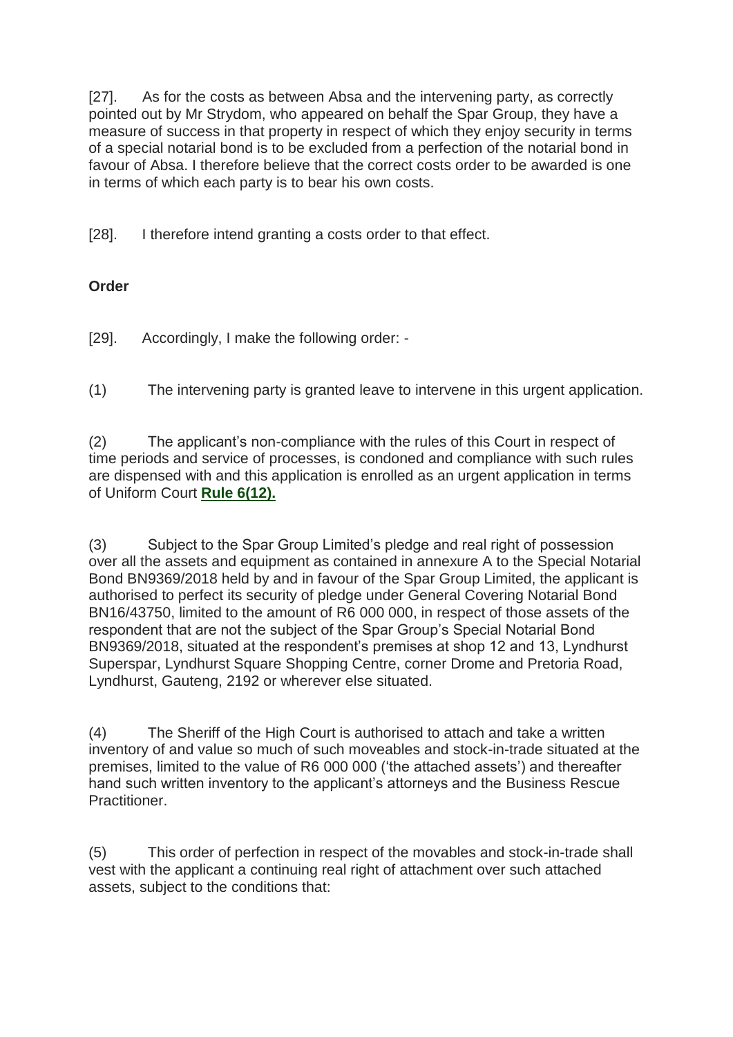[27]. As for the costs as between Absa and the intervening party, as correctly pointed out by Mr Strydom, who appeared on behalf the Spar Group, they have a measure of success in that property in respect of which they enjoy security in terms of a special notarial bond is to be excluded from a perfection of the notarial bond in favour of Absa. I therefore believe that the correct costs order to be awarded is one in terms of which each party is to bear his own costs.

[28]. I therefore intend granting a costs order to that effect.

**Order**

[29]. Accordingly, I make the following order: -

(1) The intervening party is granted leave to intervene in this urgent application.

(2) The applicant's non-compliance with the rules of this Court in respect of time periods and service of processes, is condoned and compliance with such rules are dispensed with and this application is enrolled as an urgent application in terms of Uniform Court **Rule 6(12).**

(3) Subject to the Spar Group Limited's pledge and real right of possession over all the assets and equipment as contained in annexure A to the Special Notarial Bond BN9369/2018 held by and in favour of the Spar Group Limited, the applicant is authorised to perfect its security of pledge under General Covering Notarial Bond BN16/43750, limited to the amount of R6 000 000, in respect of those assets of the respondent that are not the subject of the Spar Group's Special Notarial Bond BN9369/2018, situated at the respondent's premises at shop 12 and 13, Lyndhurst Superspar, Lyndhurst Square Shopping Centre, corner Drome and Pretoria Road, Lyndhurst, Gauteng, 2192 or wherever else situated.

(4) The Sheriff of the High Court is authorised to attach and take a written inventory of and value so much of such moveables and stock-in-trade situated at the premises, limited to the value of R6 000 000 ('the attached assets') and thereafter hand such written inventory to the applicant's attorneys and the Business Rescue Practitioner.

(5) This order of perfection in respect of the movables and stock-in-trade shall vest with the applicant a continuing real right of attachment over such attached assets, subject to the conditions that: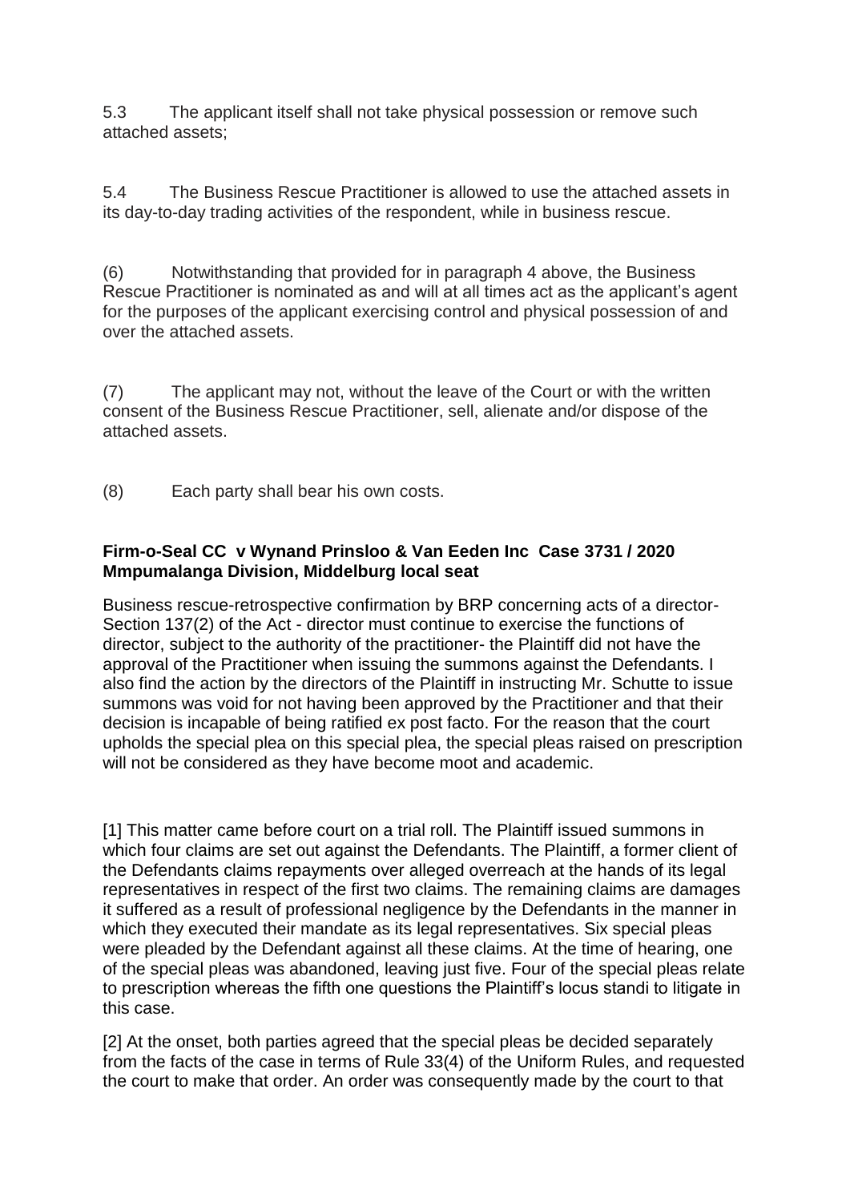5.3 The applicant itself shall not take physical possession or remove such attached assets;

5.4 The Business Rescue Practitioner is allowed to use the attached assets in its day-to-day trading activities of the respondent, while in business rescue.

(6) Notwithstanding that provided for in paragraph 4 above, the Business Rescue Practitioner is nominated as and will at all times act as the applicant's agent for the purposes of the applicant exercising control and physical possession of and over the attached assets.

(7) The applicant may not, without the leave of the Court or with the written consent of the Business Rescue Practitioner, sell, alienate and/or dispose of the attached assets.

(8) Each party shall bear his own costs.

**Firm-o-Seal CC v Wynand Prinsloo & Van Eeden Inc Case 3731 / 2020 Mmpumalanga Division, Middelburg local seat**

Business rescue-retrospective confirmation by BRP concerning acts of a director- Section 137(2) of the Act - director must continue to exercise the functions of director, subject to the authority of the practitioner- the Plaintiff did not have the approval of the Practitioner when issuing the summons against the Defendants. I also find the action by the directors of the Plaintiff in instructing Mr. Schutte to issue summons was void for not having been approved by the Practitioner and that their decision is incapable of being ratified ex post facto. For the reason that the court upholds the special plea on this special plea, the special pleas raised on prescription will not be considered as they have become moot and academic.

[1] This matter came before court on a trial roll. The Plaintiff issued summons in which four claims are set out against the Defendants. The Plaintiff, a former client of the Defendants claims repayments over alleged overreach at the hands of its legal representatives in respect of the first two claims. The remaining claims are damages it suffered as a result of professional negligence by the Defendants in the manner in which they executed their mandate as its legal representatives. Six special pleas were pleaded by the Defendant against all these claims. At the time of hearing, one of the special pleas was abandoned, leaving just five. Four of the special pleas relate to prescription whereas the fifth one questions the Plaintiff's locus standi to litigate in this case.

[2] At the onset, both parties agreed that the special pleas be decided separately from the facts of the case in terms of Rule 33(4) of the Uniform Rules, and requested the court to make that order. An order was consequently made by the court to that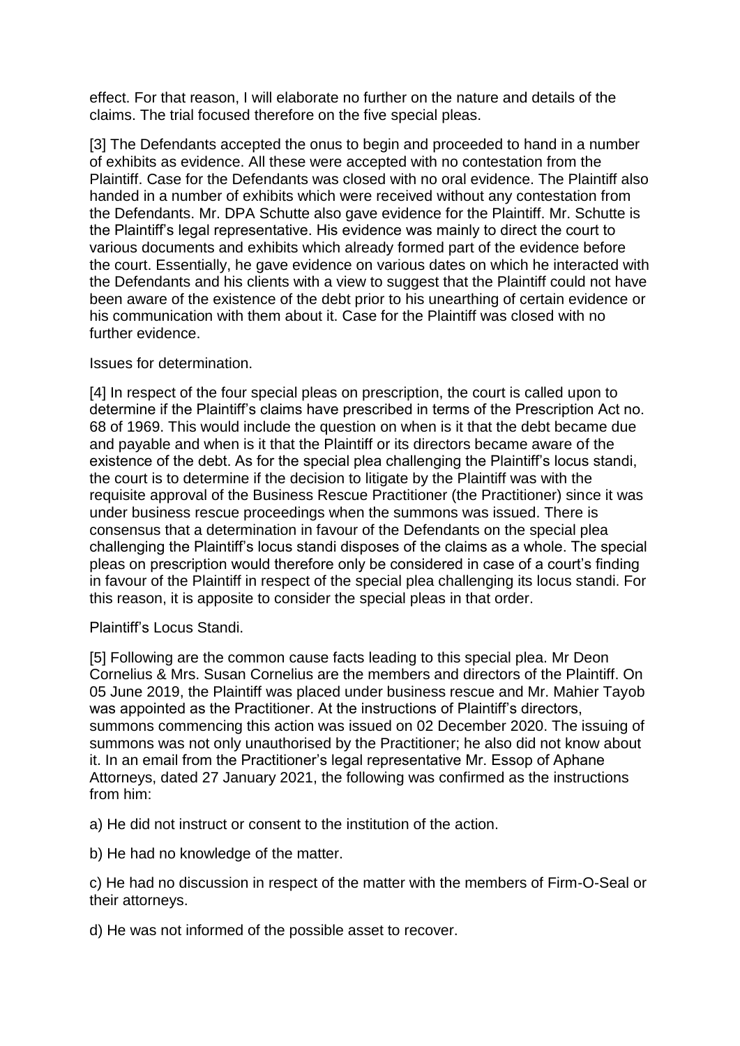effect. For that reason, I will elaborate no further on the nature and details of the claims. The trial focused therefore on the five special pleas.

[3] The Defendants accepted the onus to begin and proceeded to hand in a number of exhibits as evidence. All these were accepted with no contestation from the Plaintiff. Case for the Defendants was closed with no oral evidence. The Plaintiff also handed in a number of exhibits which were received without any contestation from the Defendants. Mr. DPA Schutte also gave evidence for the Plaintiff. Mr. Schutte is the Plaintiff's legal representative. His evidence was mainly to direct the court to various documents and exhibits which already formed part of the evidence before the court. Essentially, he gave evidence on various dates on which he interacted with the Defendants and his clients with a view to suggest that the Plaintiff could not have been aware of the existence of the debt prior to his unearthing of certain evidence or his communication with them about it. Case for the Plaintiff was closed with no further evidence.

## Issues for determination.

[4] In respect of the four special pleas on prescription, the court is called upon to determine if the Plaintiff's claims have prescribed in terms of the Prescription Act no. 68 of 1969. This would include the question on when is it that the debt became due and payable and when is it that the Plaintiff or its directors became aware of the existence of the debt. As for the special plea challenging the Plaintiff's locus standi, the court is to determine if the decision to litigate by the Plaintiff was with the requisite approval of the Business Rescue Practitioner (the Practitioner) since it was under business rescue proceedings when the summons was issued. There is consensus that a determination in favour of the Defendants on the special plea challenging the Plaintiff's locus standi disposes of the claims as a whole. The special pleas on prescription would therefore only be considered in case of a court's finding in favour of the Plaintiff in respect of the special plea challenging its locus standi. For this reason, it is apposite to consider the special pleas in that order.

## Plaintiff's Locus Standi.

[5] Following are the common cause facts leading to this special plea. Mr Deon Cornelius & Mrs. Susan Cornelius are the members and directors of the Plaintiff. On 05 June 2019, the Plaintiff was placed under business rescue and Mr. Mahier Tayob was appointed as the Practitioner. At the instructions of Plaintiff's directors, summons commencing this action was issued on 02 December 2020. The issuing of summons was not only unauthorised by the Practitioner; he also did not know about it. In an email from the Practitioner's legal representative Mr. Essop of Aphane Attorneys, dated 27 January 2021, the following was confirmed as the instructions from him:

a) He did not instruct or consent to the institution of the action.

b) He had no knowledge of the matter.

c) He had no discussion in respect of the matter with the members of Firm-O-Seal or their attorneys.

d) He was not informed of the possible asset to recover.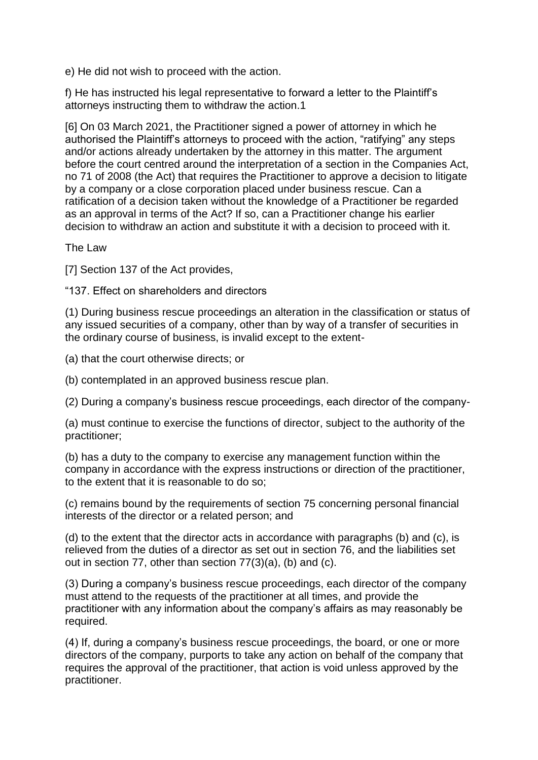e) He did not wish to proceed with the action.

f) He has instructed his legal representative to forward a letter to the Plaintiff's attorneys instructing them to withdraw the action.[1]

[6] On 03 March 2021, the Practitioner signed a power of attorney in which he authorised the Plaintiff's attorneys to proceed with the action, "ratifying" any steps and/or actions already undertaken by the attorney in this matter. The argument before the court centred around the interpretation of a section in the Companies Act, no 71 of 2008 (the Act) that requires the Practitioner to approve a decision to litigate by a company or a close corporation placed under business rescue. Can a ratification of a decision taken without the knowledge of a Practitioner be regarded as an approval in terms of the Act? If so, can a Practitioner change his earlier decision to withdraw an action and substitute it with a decision to proceed with it.

The Law

[7] Section 137 of the Act provides,

"137. Effect on shareholders and directors

(1) During business rescue proceedings an alteration in the classification or status of any issued securities of a company, other than by way of a transfer of securities in the ordinary course of business, is invalid except to the extent-

(a) that the court otherwise directs; or

(b) contemplated in an approved business rescue plan.

(2) During a company's business rescue proceedings, each director of the company-

(a) must continue to exercise the functions of director, subject to the authority of the practitioner;

(b) has a duty to the company to exercise any management function within the company in accordance with the express instructions or direction of the practitioner, to the extent that it is reasonable to do so;

(c) remains bound by the requirements of section 75 concerning personal financial interests of the director or a related person; and

(d) to the extent that the director acts in accordance with paragraphs (b) and (c), is relieved from the duties of a director as set out in section 76, and the liabilities set out in section 77, other than section 77(3)(a), (b) and (c).

(3) During a company's business rescue proceedings, each director of the company must attend to the requests of the practitioner at all times, and provide the practitioner with any information about the company's affairs as may reasonably be required.

(4) If, during a company's business rescue proceedings, the board, or one or more directors of the company, purports to take any action on behalf of the company that requires the approval of the practitioner, that action is void unless approved by the practitioner.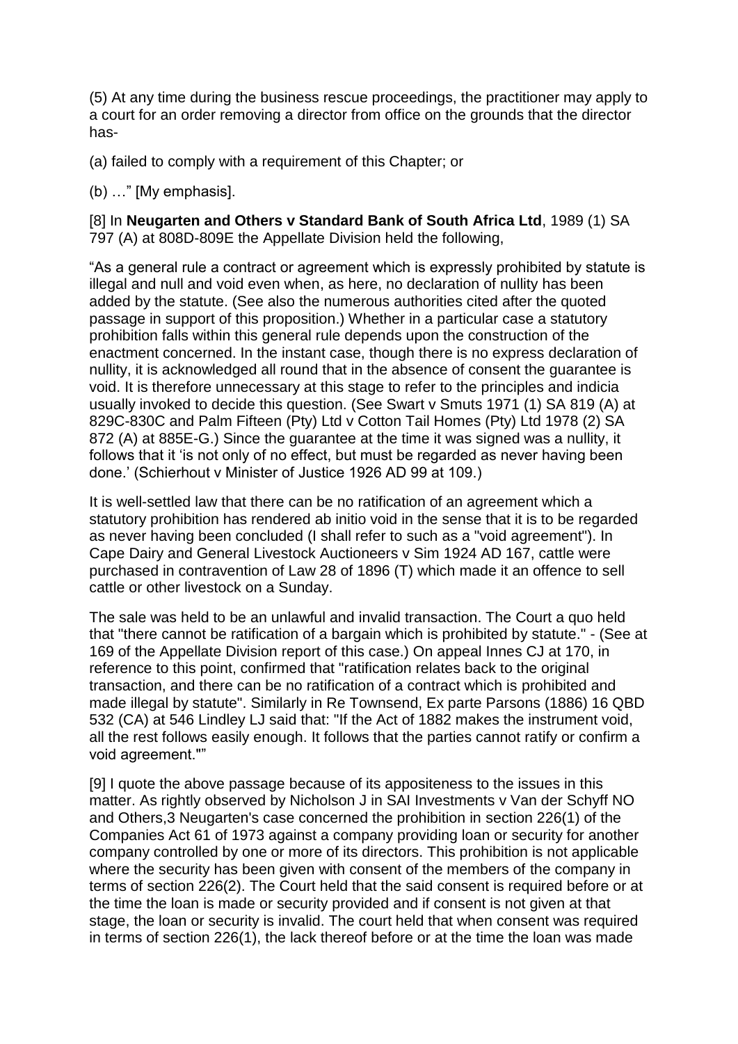(5) At any time during the business rescue proceedings, the practitioner may apply to a court for an order removing a director from office on the grounds that the director has-

(a) failed to comply with a requirement of this Chapter; or

(b) …" [My emphasis].

[8] In **Neugarten and Others v Standard Bank of South Africa Ltd**, 1989 (1) SA 797 (A) at 808D-809E the Appellate Division held the following,

"As a general rule a contract or agreement which is expressly prohibited by statute is illegal and null and void even when, as here, no declaration of nullity has been added by the statute. (See also the numerous authorities cited after the quoted passage in support of this proposition.) Whether in a particular case a statutory prohibition falls within this general rule depends upon the construction of the enactment concerned. In the instant case, though there is no express declaration of nullity, it is acknowledged all round that in the absence of consent the guarantee is void. It is therefore unnecessary at this stage to refer to the principles and indicia usually invoked to decide this question. (See Swart v Smuts 1971 (1) SA 819 (A) at 829C-830C and Palm Fifteen (Pty) Ltd v Cotton Tail Homes (Pty) Ltd 1978 (2) SA 872 (A) at 885E-G.) Since the guarantee at the time it was signed was a nullity, it follows that it 'is not only of no effect, but must be regarded as never having been done.' (Schierhout v Minister of Justice 1926 AD 99 at 109.)

It is well-settled law that there can be no ratification of an agreement which a statutory prohibition has rendered ab initio void in the sense that it is to be regarded as never having been concluded (I shall refer to such as a "void agreement"). In Cape Dairy and General Livestock Auctioneers v Sim 1924 AD 167, cattle were purchased in contravention of Law 28 of 1896 (T) which made it an offence to sell cattle or other livestock on a Sunday.

The sale was held to be an unlawful and invalid transaction. The Court a quo held that "there cannot be ratification of a bargain which is prohibited by statute." - (See at 169 of the Appellate Division report of this case.) On appeal Innes CJ at 170, in reference to this point, confirmed that "ratification relates back to the original transaction, and there can be no ratification of a contract which is prohibited and made illegal by statute". Similarly in Re Townsend, Ex parte Parsons (1886) 16 QBD 532 (CA) at 546 Lindley LJ said that: "If the Act of 1882 makes the instrument void, all the rest follows easily enough. It follows that the parties cannot ratify or confirm a void agreement.""

[9] I quote the above passage because of its appositeness to the issues in this matter. As rightly observed by Nicholson J in SAI Investments v Van der Schyff NO and Others,[3] Neugarten's case concerned the prohibition in section 226(1) of the Companies Act 61 of 1973 against a company providing loan or security for another company controlled by one or more of its directors. This prohibition is not applicable where the security has been given with consent of the members of the company in terms of section 226(2). The Court held that the said consent is required before or at the time the loan is made or security provided and if consent is not given at that stage, the loan or security is invalid. The court held that when consent was required in terms of section 226(1), the lack thereof before or at the time the loan was made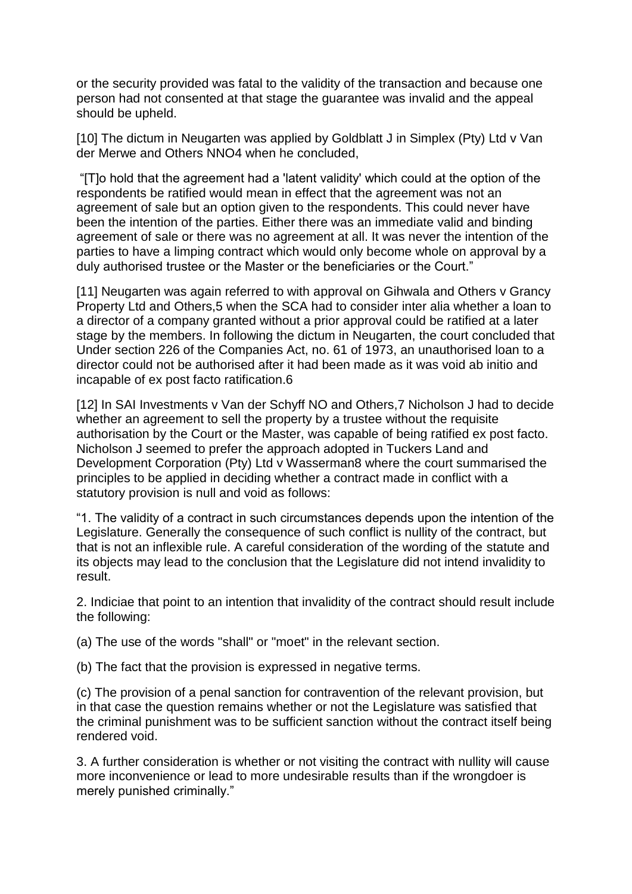or the security provided was fatal to the validity of the transaction and because one person had not consented at that stage the guarantee was invalid and the appeal should be upheld.

[10] The dictum in Neugarten was applied by Goldblatt J in Simplex (Pty) Ltd v Van der Merwe and Others NNO[4] when he concluded,

"[T]o hold that the agreement had a 'latent validity' which could at the option of the respondents be ratified would mean in effect that the agreement was not an agreement of sale but an option given to the respondents. This could never have been the intention of the parties. Either there was an immediate valid and binding agreement of sale or there was no agreement at all. It was never the intention of the parties to have a limping contract which would only become whole on approval by a duly authorised trustee or the Master or the beneficiaries or the Court."

[11] Neugarten was again referred to with approval on Gihwala and Others v Grancy Property Ltd and Others,[5] when the SCA had to consider inter alia whether a loan to a director of a company granted without a prior approval could be ratified at a later stage by the members. In following the dictum in Neugarten, the court concluded that Under section 226 of the Companies Act, no. 61 of 1973, an unauthorised loan to a director could not be authorised after it had been made as it was void ab initio and incapable of ex post facto ratification.[6]

[12] In SAI Investments v Van der Schyff NO and Others,[7] Nicholson J had to decide whether an agreement to sell the property by a trustee without the requisite authorisation by the Court or the Master, was capable of being ratified ex post facto. Nicholson J seemed to prefer the approach adopted in Tuckers Land and Development Corporation (Pty) Ltd v Wasserman[8] where the court summarised the principles to be applied in deciding whether a contract made in conflict with a statutory provision is null and void as follows:

"1. The validity of a contract in such circumstances depends upon the intention of the Legislature. Generally the consequence of such conflict is nullity of the contract, but that is not an inflexible rule. A careful consideration of the wording of the statute and its objects may lead to the conclusion that the Legislature did not intend invalidity to result.

2. Indiciae that point to an intention that invalidity of the contract should result include the following:

(a) The use of the words "shall" or "moet" in the relevant section.

(b) The fact that the provision is expressed in negative terms.

(c) The provision of a penal sanction for contravention of the relevant provision, but in that case the question remains whether or not the Legislature was satisfied that the criminal punishment was to be sufficient sanction without the contract itself being rendered void.

3. A further consideration is whether or not visiting the contract with nullity will cause more inconvenience or lead to more undesirable results than if the wrongdoer is merely punished criminally."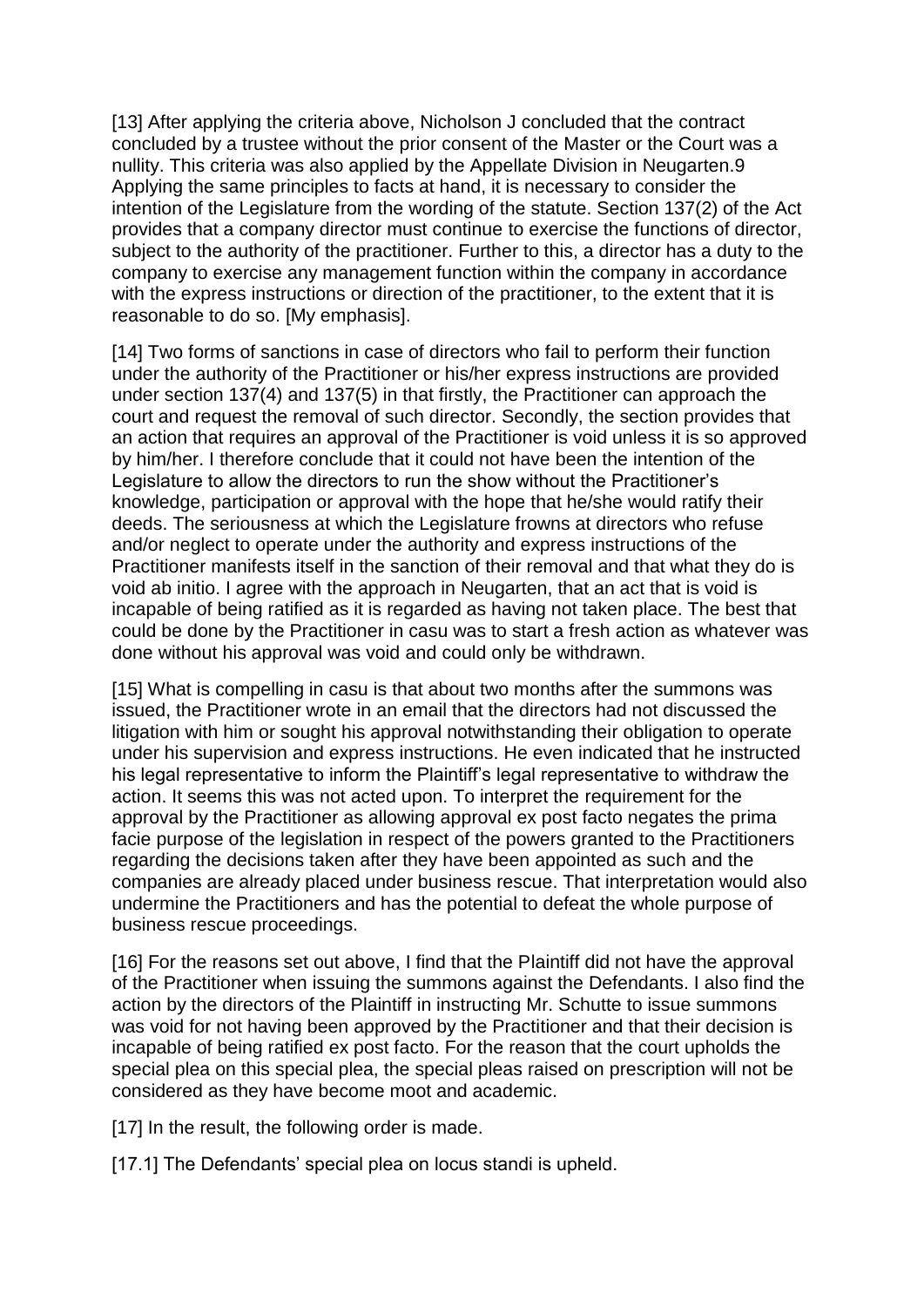[13] After applying the criteria above, Nicholson J concluded that the contract concluded by a trustee without the prior consent of the Master or the Court was a nullity. This criteria was also applied by the Appellate Division in Neugarten.[9] Applying the same principles to facts at hand, it is necessary to consider the intention of the Legislature from the wording of the statute. Section 137(2) of the Act provides that a company director must continue to exercise the functions of director, subject to the authority of the practitioner. Further to this, a director has a duty to the company to exercise any management function within the company in accordance with the express instructions or direction of the practitioner, to the extent that it is reasonable to do so. [My emphasis].

[14] Two forms of sanctions in case of directors who fail to perform their function under the authority of the Practitioner or his/her express instructions are provided under section 137(4) and 137(5) in that firstly, the Practitioner can approach the court and request the removal of such director. Secondly, the section provides that an action that requires an approval of the Practitioner is void unless it is so approved by him/her. I therefore conclude that it could not have been the intention of the Legislature to allow the directors to run the show without the Practitioner's knowledge, participation or approval with the hope that he/she would ratify their deeds. The seriousness at which the Legislature frowns at directors who refuse and/or neglect to operate under the authority and express instructions of the Practitioner manifests itself in the sanction of their removal and that what they do is void ab initio. I agree with the approach in Neugarten, that an act that is void is incapable of being ratified as it is regarded as having not taken place. The best that could be done by the Practitioner in casu was to start a fresh action as whatever was done without his approval was void and could only be withdrawn.

[15] What is compelling in casu is that about two months after the summons was issued, the Practitioner wrote in an email that the directors had not discussed the litigation with him or sought his approval notwithstanding their obligation to operate under his supervision and express instructions. He even indicated that he instructed his legal representative to inform the Plaintiff's legal representative to withdraw the action. It seems this was not acted upon. To interpret the requirement for the approval by the Practitioner as allowing approval ex post facto negates the prima facie purpose of the legislation in respect of the powers granted to the Practitioners regarding the decisions taken after they have been appointed as such and the companies are already placed under business rescue. That interpretation would also undermine the Practitioners and has the potential to defeat the whole purpose of business rescue proceedings.

[16] For the reasons set out above, I find that the Plaintiff did not have the approval of the Practitioner when issuing the summons against the Defendants. I also find the action by the directors of the Plaintiff in instructing Mr. Schutte to issue summons was void for not having been approved by the Practitioner and that their decision is incapable of being ratified ex post facto. For the reason that the court upholds the special plea on this special plea, the special pleas raised on prescription will not be considered as they have become moot and academic.

[17] In the result, the following order is made.

[17.1] The Defendants' special plea on locus standi is upheld.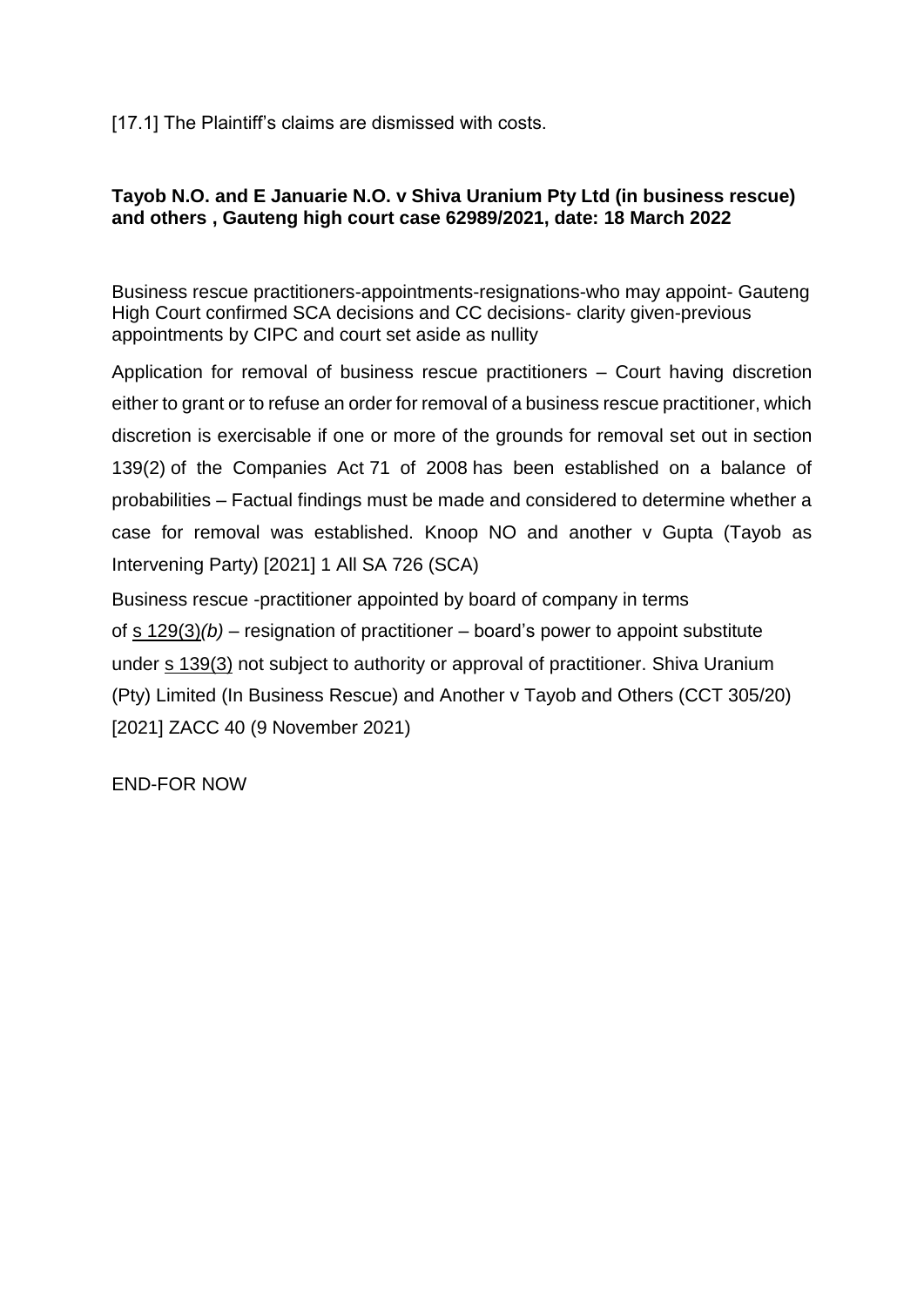[17.1] The Plaintiff's claims are dismissed with costs.

**Tayob N.O. and E Januarie N.O. v Shiva Uranium Pty Ltd (in business rescue) and others , Gauteng high court case 62989/2021, date: 18 March 2022**

Business rescue practitioners-appointments-resignations-who may appoint- Gauteng High Court confirmed SCA decisions and CC decisions- clarity given-previous appointments by CIPC and court set aside as nullity

Application for removal of business rescue practitioners – Court having discretion either to grant or to refuse an order for removal of a business rescue practitioner, which discretion is exercisable if one or more of the grounds for removal set out in section 139(2) of the Companies Act 71 of 2008 has been established on a balance of probabilities – Factual findings must be made and considered to determine whether a case for removal was established. Knoop NO and another v Gupta (Tayob as Intervening Party) [2021] 1 All SA 726 (SCA)

Business rescue -practitioner appointed by board of company in terms of s 129(3)*(b)* – resignation of practitioner – board's power to appoint substitute under s 139(3) not subject to authority or approval of practitioner. Shiva Uranium (Pty) Limited (In Business Rescue) and Another v Tayob and Others (CCT 305/20) [2021] ZACC 40 (9 November 2021)

END-FOR NOW